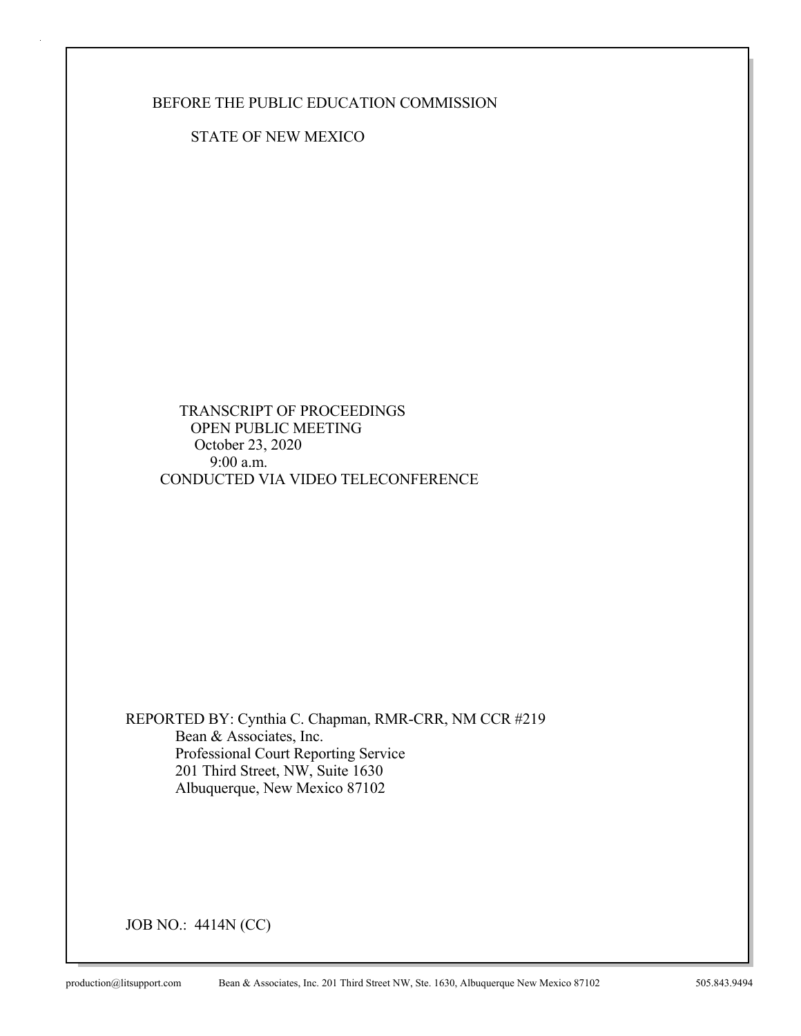BEFORE THE PUBLIC EDUCATION COMMISSION

STATE OF NEW MEXICO

TRANSCRIPT OF PROCEEDINGS
OPEN PUBLIC MEETING
October 23, 2020
9:00 a.m.
CONDUCTED VIA VIDEO TELECONFERENCE

REPORTED BY: Cynthia C. Chapman, RMR-CRR, NM CCR #219
Bean & Associates, Inc.
Professional Court Reporting Service
201 Third Street, NW, Suite 1630
Albuquerque, New Mexico 87102

JOB NO.: 4414N (CC)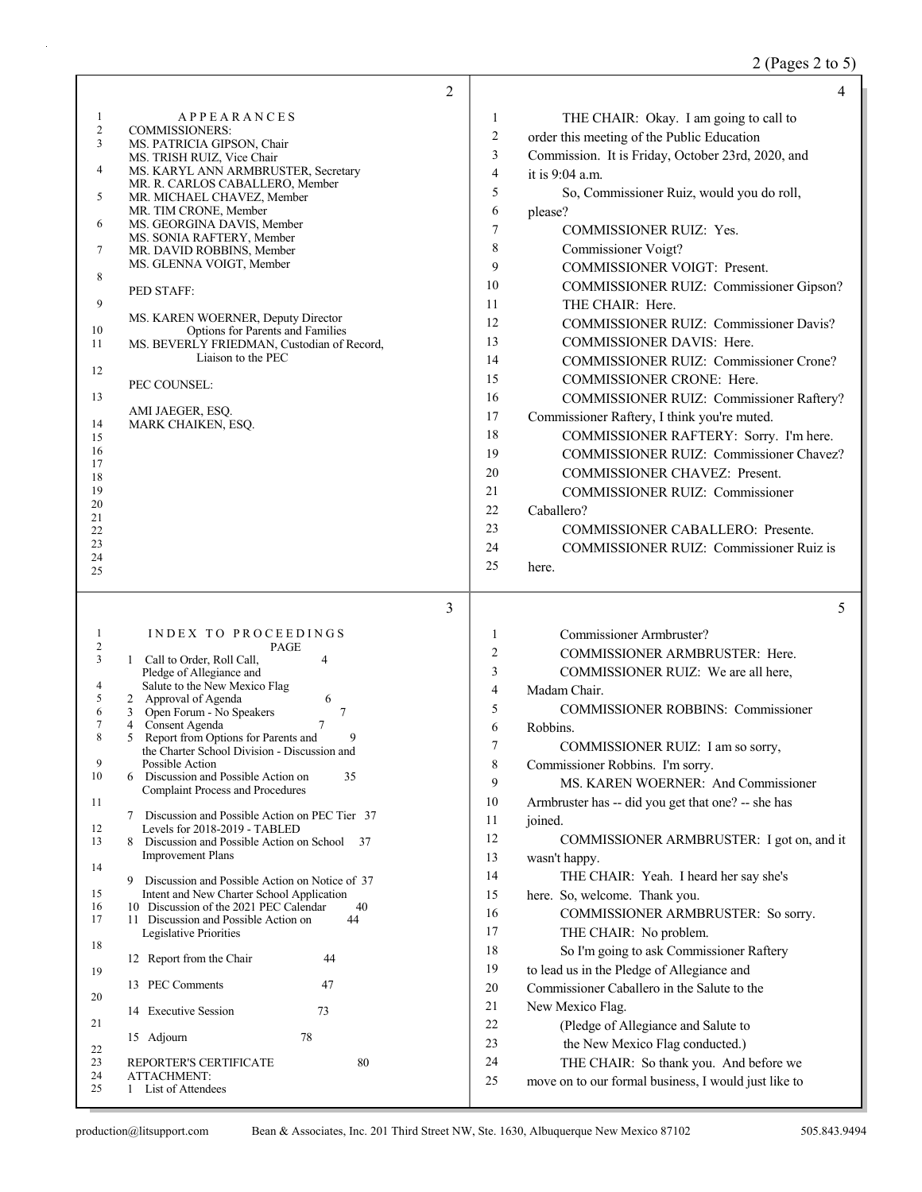# APPEARANCES

COMMISSIONERS:

MS. PATRICIA GIPSON, Chair
MS. TRISH RUIZ, Vice Chair
MS. KARYL ANN ARMBRUSTER, Secretary
MR. R. CARLOS CABALLERO, Member
MR. MICHAEL CHAVEZ, Member
MR. TIM CRONE, Member
MS. GEORGINA DAVIS, Member
MS. SONIA RAFTERY, Member
MR. DAVID ROBBINS, Member
MS. GLENNA VOIGT, Member

PED STAFF:

MS. KAREN WOERNER, Deputy Director
Options for Parents and Families
MS. BEVERLY FRIEDMAN, Custodian of Record,
Liaison to the PEC

PEC COUNSEL:

AMI JAEGER, ESQ.
MARK CHAIKEN, ESQ.

# INDEX TO PROCEEDINGS

| | | PAGE |
|---|---|---|
| 1 | Call to Order, Roll Call, Pledge of Allegiance and Salute to the New Mexico Flag | 4 |
| 2 | Approval of Agenda | 6 |
| 3 | Open Forum - No Speakers | 7 |
| 4 | Consent Agenda | 7 |
| 5 | Report from Options for Parents and the Charter School Division - Discussion and Possible Action | 9 |
| 6 | Discussion and Possible Action on Complaint Process and Procedures | 35 |
| 7 | Discussion and Possible Action on PEC Tier Levels for 2018-2019 - TABLED | 37 |
| 8 | Discussion and Possible Action on School Improvement Plans | 37 |
| 9 | Discussion and Possible Action on Notice of Intent and New Charter School Application | 37 |
| 10 | Discussion of the 2021 PEC Calendar | 40 |
| 11 | Discussion and Possible Action on Legislative Priorities | 44 |
| 12 | Report from the Chair | 44 |
| 13 | PEC Comments | 47 |
| 14 | Executive Session | 73 |
| 15 | Adjourn | 78 |
| | REPORTER'S CERTIFICATE | 80 |

ATTACHMENT:
1 List of Attendees

THE CHAIR: Okay. I am going to call to order this meeting of the Public Education Commission. It is Friday, October 23rd, 2020, and it is 9:04 a.m.

So, Commissioner Ruiz, would you do roll, please?

COMMISSIONER RUIZ: Yes.

Commissioner Voigt?

COMMISSIONER VOIGT: Present.

COMMISSIONER RUIZ: Commissioner Gipson?

THE CHAIR: Here.

COMMISSIONER RUIZ: Commissioner Davis?

COMMISSIONER DAVIS: Here.

COMMISSIONER RUIZ: Commissioner Crone?

COMMISSIONER CRONE: Here.

COMMISSIONER RUIZ: Commissioner Raftery? Commissioner Raftery, I think you're muted.

COMMISSIONER RAFTERY: Sorry. I'm here.

COMMISSIONER RUIZ: Commissioner Chavez?

COMMISSIONER CHAVEZ: Present.

COMMISSIONER RUIZ: Commissioner Caballero?

COMMISSIONER CABALLERO: Presente.

COMMISSIONER RUIZ: Commissioner Ruiz is here.

Commissioner Armbruster?

COMMISSIONER ARMBRUSTER: Here.

COMMISSIONER RUIZ: We are all here, Madam Chair.

COMMISSIONER ROBBINS: Commissioner Robbins.

COMMISSIONER RUIZ: I am so sorry, Commissioner Robbins. I'm sorry.

MS. KAREN WOERNER: And Commissioner Armbruster has -- did you get that one? -- she has joined.

COMMISSIONER ARMBRUSTER: I got on, and it wasn't happy.

THE CHAIR: Yeah. I heard her say she's here. So, welcome. Thank you.

COMMISSIONER ARMBRUSTER: So sorry.

THE CHAIR: No problem.

So I'm going to ask Commissioner Raftery to lead us in the Pledge of Allegiance and Commissioner Caballero in the Salute to the New Mexico Flag.

(Pledge of Allegiance and Salute to the New Mexico Flag conducted.)

THE CHAIR: So thank you. And before we move on to our formal business, I would just like to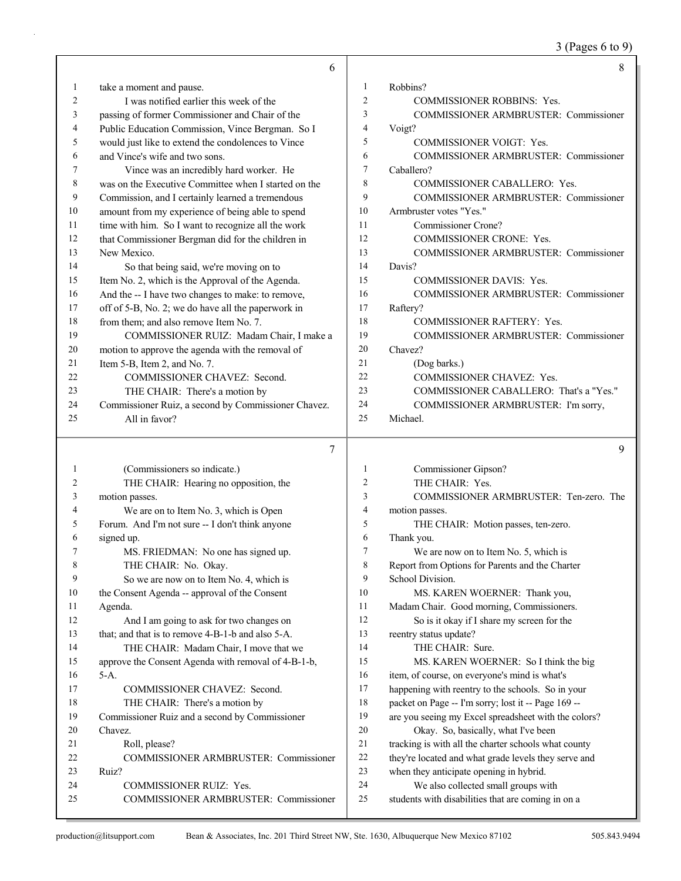take a moment and pause.

I was notified earlier this week of the passing of former Commissioner and Chair of the Public Education Commission, Vince Bergman. So I would just like to extend the condolences to Vince and Vince's wife and two sons.

Vince was an incredibly hard worker. He was on the Executive Committee when I started on the Commission, and I certainly learned a tremendous amount from my experience of being able to spend time with him. So I want to recognize all the work that Commissioner Bergman did for the children in New Mexico.

So that being said, we're moving on to Item No. 2, which is the Approval of the Agenda. And the -- I have two changes to make: to remove, off of 5-B, No. 2; we do have all the paperwork in from them; and also remove Item No. 7.

COMMISSIONER RUIZ: Madam Chair, I make a motion to approve the agenda with the removal of Item 5-B, Item 2, and No. 7.

COMMISSIONER CHAVEZ: Second.

THE CHAIR: There's a motion by Commissioner Ruiz, a second by Commissioner Chavez. All in favor?

(Commissioners so indicate.)

THE CHAIR: Hearing no opposition, the motion passes.

We are on to Item No. 3, which is Open Forum. And I'm not sure -- I don't think anyone signed up.

MS. FRIEDMAN: No one has signed up.

THE CHAIR: No. Okay.

So we are now on to Item No. 4, which is the Consent Agenda -- approval of the Consent Agenda.

And I am going to ask for two changes on that; and that is to remove 4-B-1-b and also 5-A.

THE CHAIR: Madam Chair, I move that we approve the Consent Agenda with removal of 4-B-1-b, 5-A.

COMMISSIONER CHAVEZ: Second.

THE CHAIR: There's a motion by Commissioner Ruiz and a second by Commissioner Chavez.

Roll, please?

COMMISSIONER ARMBRUSTER: Commissioner Ruiz?

COMMISSIONER RUIZ: Yes.

COMMISSIONER ARMBRUSTER: Commissioner Robbins?

COMMISSIONER ROBBINS: Yes.

COMMISSIONER ARMBRUSTER: Commissioner Voigt?

COMMISSIONER VOIGT: Yes.

COMMISSIONER ARMBRUSTER: Commissioner Caballero?

COMMISSIONER CABALLERO: Yes.

COMMISSIONER ARMBRUSTER: Commissioner Armbruster votes "Yes."

Commissioner Crone?

COMMISSIONER CRONE: Yes.

COMMISSIONER ARMBRUSTER: Commissioner Davis?

COMMISSIONER DAVIS: Yes.

COMMISSIONER ARMBRUSTER: Commissioner Raftery?

COMMISSIONER RAFTERY: Yes.

COMMISSIONER ARMBRUSTER: Commissioner Chavez?

(Dog barks.)

COMMISSIONER CHAVEZ: Yes.

COMMISSIONER CABALLERO: That's a "Yes."

COMMISSIONER ARMBRUSTER: I'm sorry, Michael.

Commissioner Gipson?

THE CHAIR: Yes.

COMMISSIONER ARMBRUSTER: Ten-zero. The motion passes.

THE CHAIR: Motion passes, ten-zero. Thank you.

We are now on to Item No. 5, which is Report from Options for Parents and the Charter School Division.

MS. KAREN WOERNER: Thank you, Madam Chair. Good morning, Commissioners.

So is it okay if I share my screen for the reentry status update?

THE CHAIR: Sure.

MS. KAREN WOERNER: So I think the big item, of course, on everyone's mind is what's happening with reentry to the schools. So in your packet on Page -- I'm sorry; lost it -- Page 169 -- are you seeing my Excel spreadsheet with the colors?

Okay. So, basically, what I've been tracking is with all the charter schools what county they're located and what grade levels they serve and when they anticipate opening in hybrid.

We also collected small groups with students with disabilities that are coming in on a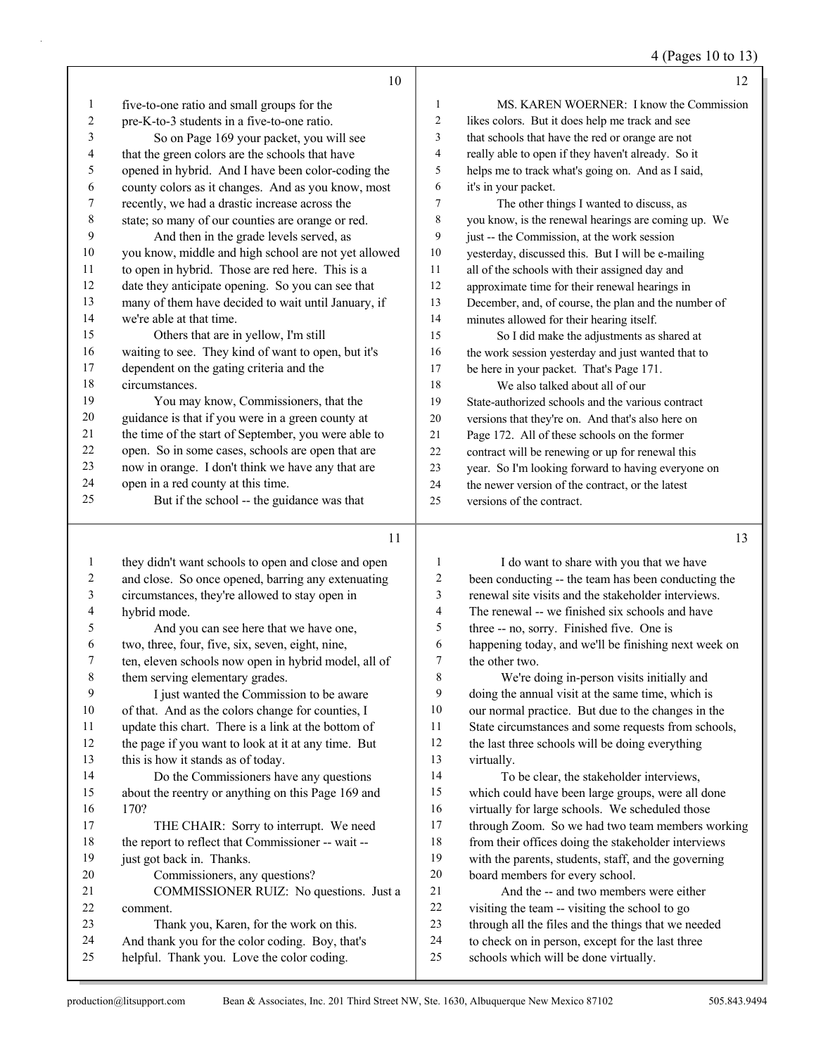five-to-one ratio and small groups for the pre-K-to-3 students in a five-to-one ratio.

So on Page 169 your packet, you will see that the green colors are the schools that have opened in hybrid. And I have been color-coding the county colors as it changes. And as you know, most recently, we had a drastic increase across the state; so many of our counties are orange or red.

And then in the grade levels served, as you know, middle and high school are not yet allowed to open in hybrid. Those are red here. This is a date they anticipate opening. So you can see that many of them have decided to wait until January, if we're able at that time.

Others that are in yellow, I'm still waiting to see. They kind of want to open, but it's dependent on the gating criteria and the circumstances.

You may know, Commissioners, that the guidance is that if you were in a green county at the time of the start of September, you were able to open. So in some cases, schools are open that are now in orange. I don't think we have any that are open in a red county at this time.

But if the school -- the guidance was that they didn't want schools to open and close and open and close. So once opened, barring any extenuating circumstances, they're allowed to stay open in hybrid mode.

And you can see here that we have one, two, three, four, five, six, seven, eight, nine, ten, eleven schools now open in hybrid model, all of them serving elementary grades.

I just wanted the Commission to be aware of that. And as the colors change for counties, I update this chart. There is a link at the bottom of the page if you want to look at it at any time. But this is how it stands as of today.

Do the Commissioners have any questions about the reentry or anything on this Page 169 and 170?

THE CHAIR: Sorry to interrupt. We need the report to reflect that Commissioner -- wait -- just got back in. Thanks.

Commissioners, any questions?

COMMISSIONER RUIZ: No questions. Just a comment.

Thank you, Karen, for the work on this. And thank you for the color coding. Boy, that's helpful. Thank you. Love the color coding.

MS. KAREN WOERNER: I know the Commission likes colors. But it does help me track and see that schools that have the red or orange are not really able to open if they haven't already. So it helps me to track what's going on. And as I said, it's in your packet.

The other things I wanted to discuss, as you know, is the renewal hearings are coming up. We just -- the Commission, at the work session yesterday, discussed this. But I will be e-mailing all of the schools with their assigned day and approximate time for their renewal hearings in December, and, of course, the plan and the number of minutes allowed for their hearing itself.

So I did make the adjustments as shared at the work session yesterday and just wanted that to be here in your packet. That's Page 171.

We also talked about all of our State-authorized schools and the various contract versions that they're on. And that's also here on Page 172. All of these schools on the former contract will be renewing or up for renewal this year. So I'm looking forward to having everyone on the newer version of the contract, or the latest versions of the contract.

I do want to share with you that we have been conducting -- the team has been conducting the renewal site visits and the stakeholder interviews. The renewal -- we finished six schools and have three -- no, sorry. Finished five. One is happening today, and we'll be finishing next week on the other two.

We're doing in-person visits initially and doing the annual visit at the same time, which is our normal practice. But due to the changes in the State circumstances and some requests from schools, the last three schools will be doing everything virtually.

To be clear, the stakeholder interviews, which could have been large groups, were all done virtually for large schools. We scheduled those through Zoom. So we had two team members working from their offices doing the stakeholder interviews with the parents, students, staff, and the governing board members for every school.

And the -- and two members were either visiting the team -- visiting the school to go through all the files and the things that we needed to check on in person, except for the last three schools which will be done virtually.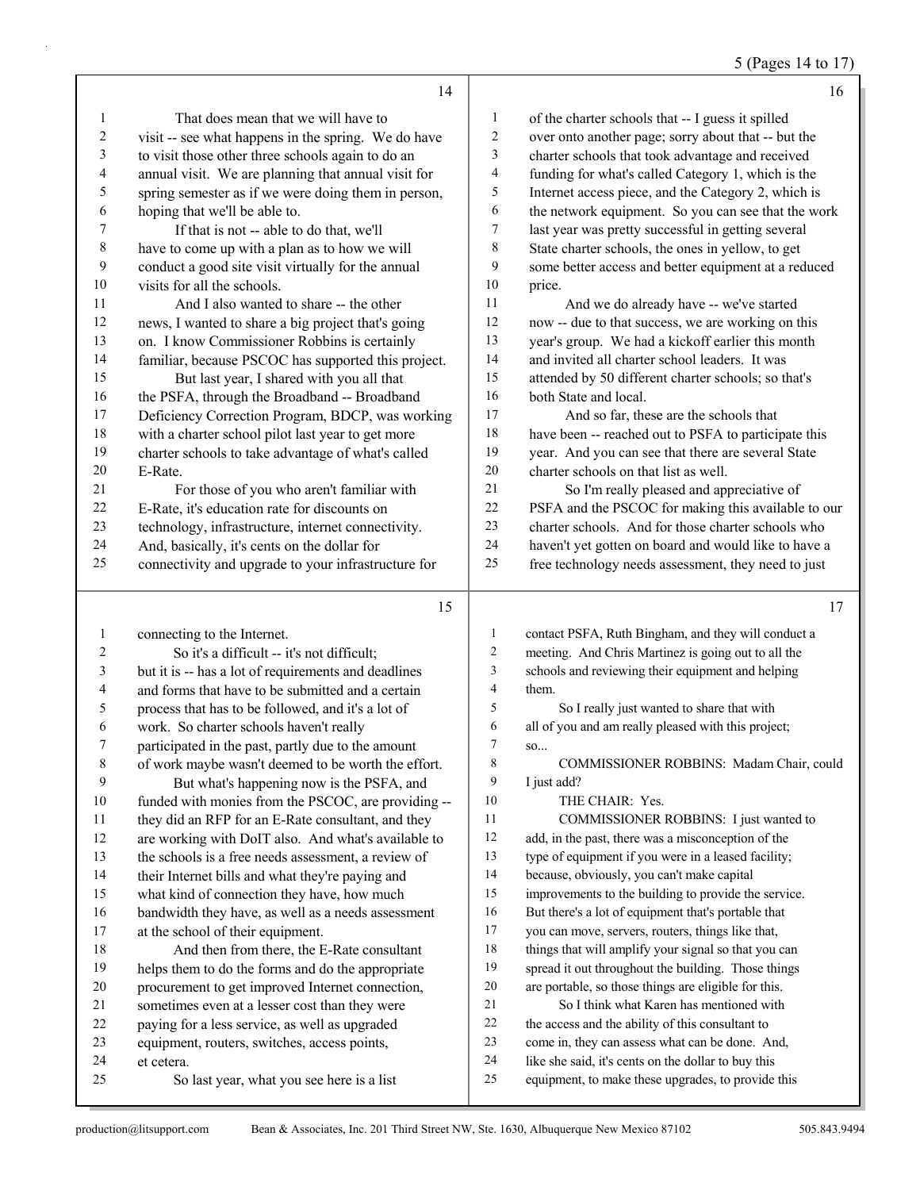That does mean that we will have to visit -- see what happens in the spring. We do have to visit those other three schools again to do an annual visit. We are planning that annual visit for spring semester as if we were doing them in person, hoping that we'll be able to.

If that is not -- able to do that, we'll have to come up with a plan as to how we will conduct a good site visit virtually for the annual visits for all the schools.

And I also wanted to share -- the other news, I wanted to share a big project that's going on. I know Commissioner Robbins is certainly familiar, because PSCOC has supported this project.

But last year, I shared with you all that the PSFA, through the Broadband -- Broadband Deficiency Correction Program, BDCP, was working with a charter school pilot last year to get more charter schools to take advantage of what's called E-Rate.

For those of you who aren't familiar with E-Rate, it's education rate for discounts on technology, infrastructure, internet connectivity. And, basically, it's cents on the dollar for connectivity and upgrade to your infrastructure for connecting to the Internet.

So it's a difficult -- it's not difficult; but it is -- has a lot of requirements and deadlines and forms that have to be submitted and a certain process that has to be followed, and it's a lot of work. So charter schools haven't really participated in the past, partly due to the amount of work maybe wasn't deemed to be worth the effort.

But what's happening now is the PSFA, and funded with monies from the PSCOC, are providing -- they did an RFP for an E-Rate consultant, and they are working with DoIT also. And what's available to the schools is a free needs assessment, a review of their Internet bills and what they're paying and what kind of connection they have, how much bandwidth they have, as well as a needs assessment at the school of their equipment.

And then from there, the E-Rate consultant helps them to do the forms and do the appropriate procurement to get improved Internet connection, sometimes even at a lesser cost than they were paying for a less service, as well as upgraded equipment, routers, switches, access points, et cetera.

So last year, what you see here is a list of the charter schools that -- I guess it spilled over onto another page; sorry about that -- but the charter schools that took advantage and received funding for what's called Category 1, which is the Internet access piece, and the Category 2, which is the network equipment. So you can see that the work last year was pretty successful in getting several State charter schools, the ones in yellow, to get some better access and better equipment at a reduced price.

And we do already have -- we've started now -- due to that success, we are working on this year's group. We had a kickoff earlier this month and invited all charter school leaders. It was attended by 50 different charter schools; so that's both State and local.

And so far, these are the schools that have been -- reached out to PSFA to participate this year. And you can see that there are several State charter schools on that list as well.

So I'm really pleased and appreciative of PSFA and the PSCOC for making this available to our charter schools. And for those charter schools who haven't yet gotten on board and would like to have a free technology needs assessment, they need to just contact PSFA, Ruth Bingham, and they will conduct a meeting. And Chris Martinez is going out to all the schools and reviewing their equipment and helping them.

So I really just wanted to share that with all of you and am really pleased with this project; so...

COMMISSIONER ROBBINS: Madam Chair, could I just add?

THE CHAIR: Yes.

COMMISSIONER ROBBINS: I just wanted to add, in the past, there was a misconception of the type of equipment if you were in a leased facility; because, obviously, you can't make capital improvements to the building to provide the service. But there's a lot of equipment that's portable that you can move, servers, routers, things like that, things that will amplify your signal so that you can spread it out throughout the building. Those things are portable, so those things are eligible for this.

So I think what Karen has mentioned with the access and the ability of this consultant to come in, they can assess what can be done. And, like she said, it's cents on the dollar to buy this equipment, to make these upgrades, to provide this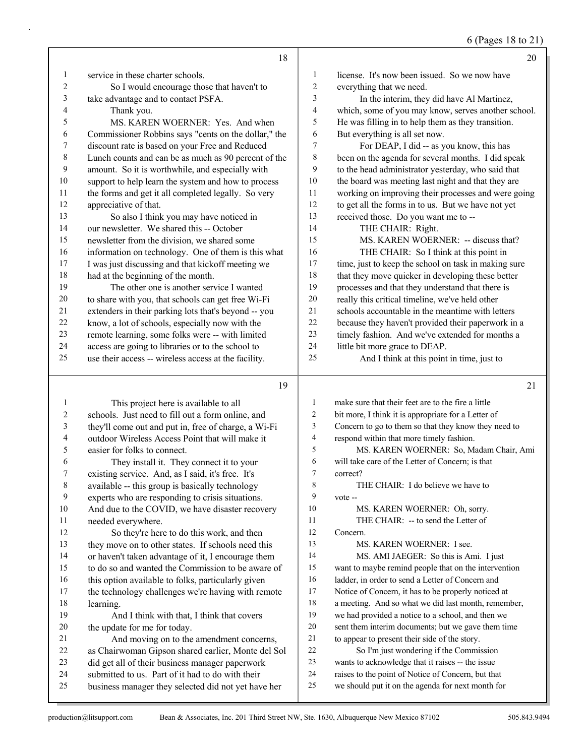service in these charter schools.

So I would encourage those that haven't to take advantage and to contact PSFA.

Thank you.

MS. KAREN WOERNER: Yes. And when Commissioner Robbins says "cents on the dollar," the discount rate is based on your Free and Reduced Lunch counts and can be as much as 90 percent of the amount. So it is worthwhile, and especially with support to help learn the system and how to process the forms and get it all completed legally. So very appreciative of that.

So also I think you may have noticed in our newsletter. We shared this -- October newsletter from the division, we shared some information on technology. One of them is this what I was just discussing and that kickoff meeting we had at the beginning of the month.

The other one is another service I wanted to share with you, that schools can get free Wi-Fi extenders in their parking lots that's beyond -- you know, a lot of schools, especially now with the remote learning, some folks were -- with limited access are going to libraries or to the school to use their access -- wireless access at the facility.

This project here is available to all schools. Just need to fill out a form online, and they'll come out and put in, free of charge, a Wi-Fi outdoor Wireless Access Point that will make it easier for folks to connect.

They install it. They connect it to your existing service. And, as I said, it's free. It's available -- this group is basically technology experts who are responding to crisis situations. And due to the COVID, we have disaster recovery needed everywhere.

So they're here to do this work, and then they move on to other states. If schools need this or haven't taken advantage of it, I encourage them to do so and wanted the Commission to be aware of this option available to folks, particularly given the technology challenges we're having with remote learning.

And I think with that, I think that covers the update for me for today.

And moving on to the amendment concerns, as Chairwoman Gipson shared earlier, Monte del Sol did get all of their business manager paperwork submitted to us. Part of it had to do with their business manager they selected did not yet have her license. It's now been issued. So we now have everything that we need.

In the interim, they did have Al Martinez, which, some of you may know, serves another school. He was filling in to help them as they transition. But everything is all set now.

For DEAP, I did -- as you know, this has been on the agenda for several months. I did speak to the head administrator yesterday, who said that the board was meeting last night and that they are working on improving their processes and were going to get all the forms in to us. But we have not yet received those. Do you want me to --

THE CHAIR: Right.

MS. KAREN WOERNER: -- discuss that?

THE CHAIR: So I think at this point in time, just to keep the school on task in making sure that they move quicker in developing these better processes and that they understand that there is really this critical timeline, we've held other schools accountable in the meantime with letters because they haven't provided their paperwork in a timely fashion. And we've extended for months a little bit more grace to DEAP.

And I think at this point in time, just to make sure that their feet are to the fire a little bit more, I think it is appropriate for a Letter of Concern to go to them so that they know they need to respond within that more timely fashion.

MS. KAREN WOERNER: So, Madam Chair, Ami will take care of the Letter of Concern; is that correct?

THE CHAIR: I do believe we have to vote --

MS. KAREN WOERNER: Oh, sorry.

THE CHAIR: -- to send the Letter of Concern.

MS. KAREN WOERNER: I see.

MS. AMI JAEGER: So this is Ami. I just want to maybe remind people that on the intervention ladder, in order to send a Letter of Concern and Notice of Concern, it has to be properly noticed at a meeting. And so what we did last month, remember, we had provided a notice to a school, and then we sent them interim documents; but we gave them time to appear to present their side of the story.

So I'm just wondering if the Commission wants to acknowledge that it raises -- the issue raises to the point of Notice of Concern, but that we should put it on the agenda for next month for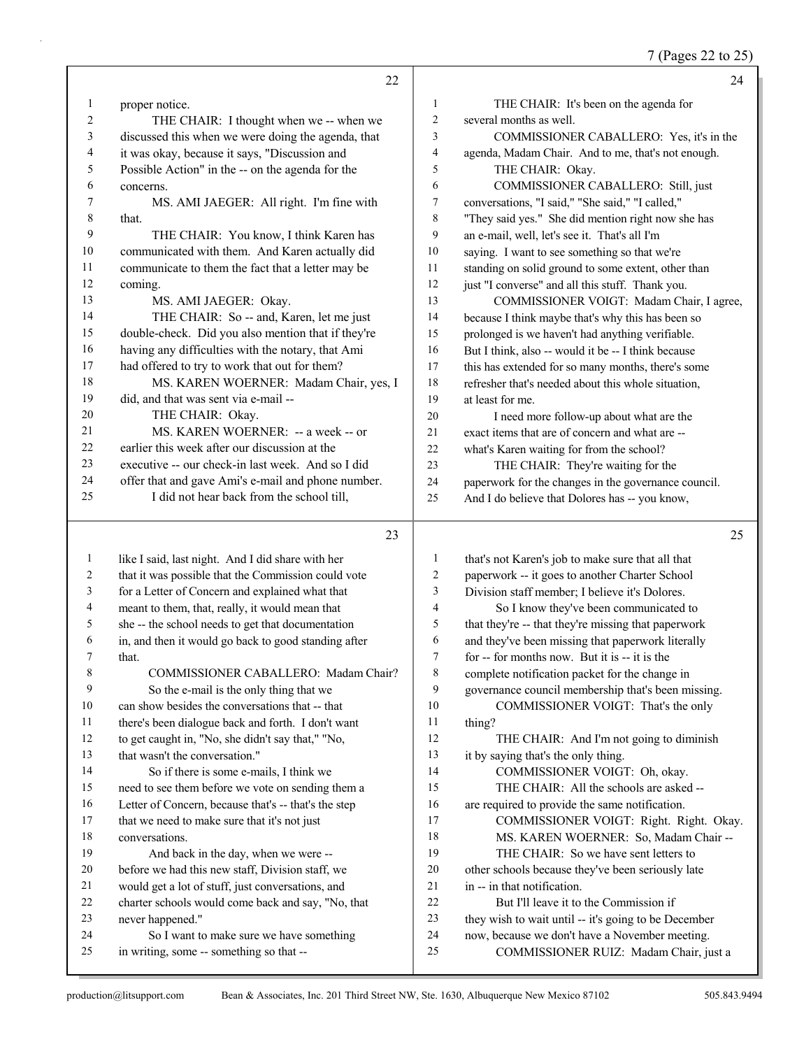**22**

1 proper notice.
2 THE CHAIR: I thought when we -- when we
3 discussed this when we were doing the agenda, that
4 it was okay, because it says, "Discussion and
5 Possible Action" in the -- on the agenda for the
6 concerns.
7 MS. AMI JAEGER: All right. I'm fine with
8 that.
9 THE CHAIR: You know, I think Karen has
10 communicated with them. And Karen actually did
11 communicate to them the fact that a letter may be
12 coming.
13 MS. AMI JAEGER: Okay.
14 THE CHAIR: So -- and, Karen, let me just
15 double-check. Did you also mention that if they're
16 having any difficulties with the notary, that Ami
17 had offered to try to work that out for them?
18 MS. KAREN WOERNER: Madam Chair, yes, I
19 did, and that was sent via e-mail --
20 THE CHAIR: Okay.
21 MS. KAREN WOERNER: -- a week -- or
22 earlier this week after our discussion at the
23 executive -- our check-in last week. And so I did
24 offer that and gave Ami's e-mail and phone number.
25 I did not hear back from the school till,

**23**

1 like I said, last night. And I did share with her
2 that it was possible that the Commission could vote
3 for a Letter of Concern and explained what that
4 meant to them, that, really, it would mean that
5 she -- the school needs to get that documentation
6 in, and then it would go back to good standing after
7 that.
8 COMMISSIONER CABALLERO: Madam Chair?
9 So the e-mail is the only thing that we
10 can show besides the conversations that -- that
11 there's been dialogue back and forth. I don't want
12 to get caught in, "No, she didn't say that," "No,
13 that wasn't the conversation."
14 So if there is some e-mails, I think we
15 need to see them before we vote on sending them a
16 Letter of Concern, because that's -- that's the step
17 that we need to make sure that it's not just
18 conversations.
19 And back in the day, when we were --
20 before we had this new staff, Division staff, we
21 would get a lot of stuff, just conversations, and
22 charter schools would come back and say, "No, that
23 never happened."
24 So I want to make sure we have something
25 in writing, some -- something so that --

**24**

1 THE CHAIR: It's been on the agenda for
2 several months as well.
3 COMMISSIONER CABALLERO: Yes, it's in the
4 agenda, Madam Chair. And to me, that's not enough.
5 THE CHAIR: Okay.
6 COMMISSIONER CABALLERO: Still, just
7 conversations, "I said," "She said," "I called,"
8 "They said yes." She did mention right now she has
9 an e-mail, well, let's see it. That's all I'm
10 saying. I want to see something so that we're
11 standing on solid ground to some extent, other than
12 just "I converse" and all this stuff. Thank you.
13 COMMISSIONER VOIGT: Madam Chair, I agree,
14 because I think maybe that's why this has been so
15 prolonged is we haven't had anything verifiable.
16 But I think, also -- would it be -- I think because
17 this has extended for so many months, there's some
18 refresher that's needed about this whole situation,
19 at least for me.
20 I need more follow-up about what are the
21 exact items that are of concern and what are --
22 what's Karen waiting for from the school?
23 THE CHAIR: They're waiting for the
24 paperwork for the changes in the governance council.
25 And I do believe that Dolores has -- you know,

**25**

1 that's not Karen's job to make sure that all that
2 paperwork -- it goes to another Charter School
3 Division staff member; I believe it's Dolores.
4 So I know they've been communicated to
5 that they're -- that they're missing that paperwork
6 and they've been missing that paperwork literally
7 for -- for months now. But it is -- it is the
8 complete notification packet for the change in
9 governance council membership that's been missing.
10 COMMISSIONER VOIGT: That's the only
11 thing?
12 THE CHAIR: And I'm not going to diminish
13 it by saying that's the only thing.
14 COMMISSIONER VOIGT: Oh, okay.
15 THE CHAIR: All the schools are asked --
16 are required to provide the same notification.
17 COMMISSIONER VOIGT: Right. Right. Okay.
18 MS. KAREN WOERNER: So, Madam Chair --
19 THE CHAIR: So we have sent letters to
20 other schools because they've been seriously late
21 in -- in that notification.
22 But I'll leave it to the Commission if
23 they wish to wait until -- it's going to be December
24 now, because we don't have a November meeting.
25 COMMISSIONER RUIZ: Madam Chair, just a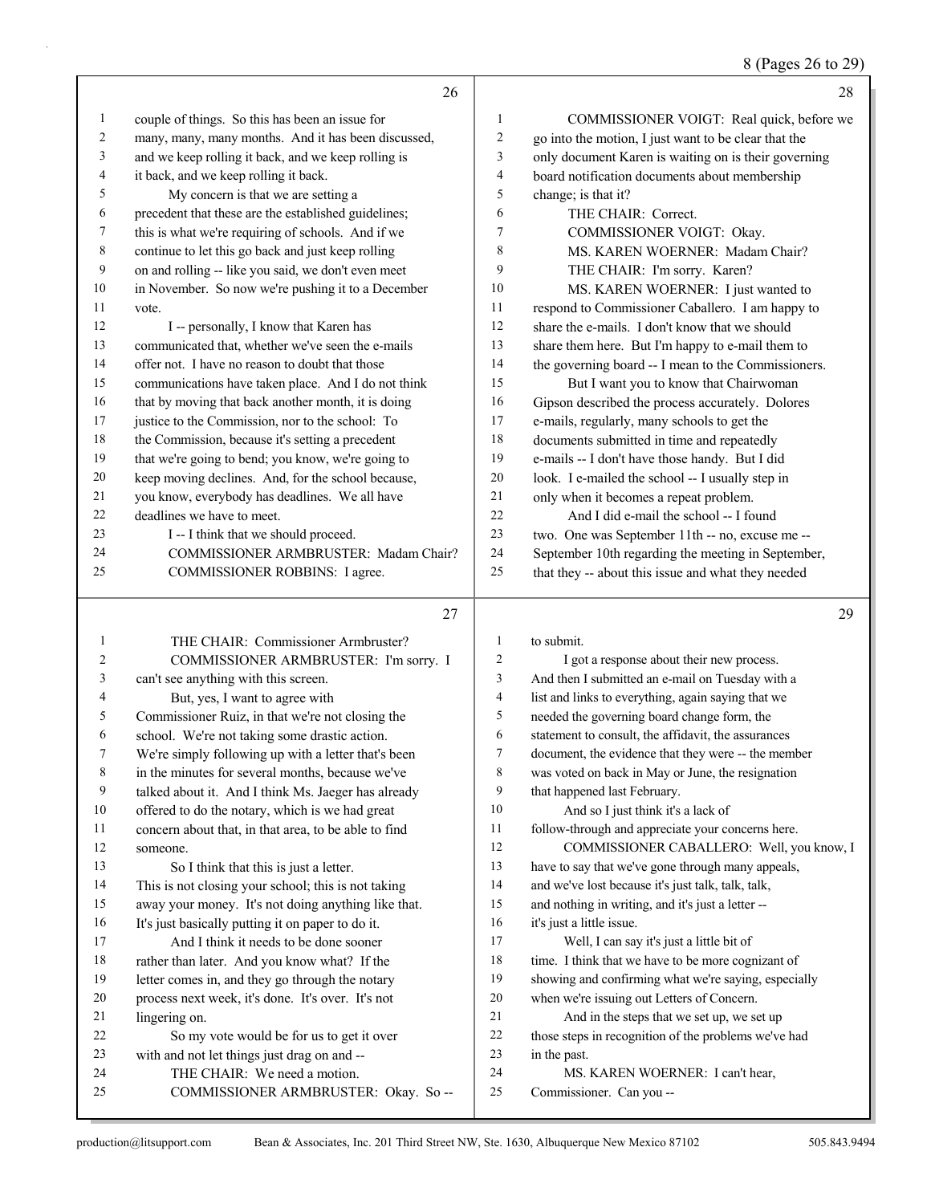**26**

1 couple of things. So this has been an issue for
2 many, many, many months. And it has been discussed,
3 and we keep rolling it back, and we keep rolling is
4 it back, and we keep rolling it back.
5 My concern is that we are setting a
6 precedent that these are the established guidelines;
7 this is what we're requiring of schools. And if we
8 continue to let this go back and just keep rolling
9 on and rolling -- like you said, we don't even meet
10 in November. So now we're pushing it to a December
11 vote.
12 I -- personally, I know that Karen has
13 communicated that, whether we've seen the e-mails
14 offer not. I have no reason to doubt that those
15 communications have taken place. And I do not think
16 that by moving that back another month, it is doing
17 justice to the Commission, nor to the school: To
18 the Commission, because it's setting a precedent
19 that we're going to bend; you know, we're going to
20 keep moving declines. And, for the school because,
21 you know, everybody has deadlines. We all have
22 deadlines we have to meet.
23 I -- I think that we should proceed.
24 COMMISSIONER ARMBRUSTER: Madam Chair?
25 COMMISSIONER ROBBINS: I agree.

**27**

1 THE CHAIR: Commissioner Armbruster?
2 COMMISSIONER ARMBRUSTER: I'm sorry. I
3 can't see anything with this screen.
4 But, yes, I want to agree with
5 Commissioner Ruiz, in that we're not closing the
6 school. We're not taking some drastic action.
7 We're simply following up with a letter that's been
8 in the minutes for several months, because we've
9 talked about it. And I think Ms. Jaeger has already
10 offered to do the notary, which is we had great
11 concern about that, in that area, to be able to find
12 someone.
13 So I think that this is just a letter.
14 This is not closing your school; this is not taking
15 away your money. It's not doing anything like that.
16 It's just basically putting it on paper to do it.
17 And I think it needs to be done sooner
18 rather than later. And you know what? If the
19 letter comes in, and they go through the notary
20 process next week, it's done. It's over. It's not
21 lingering on.
22 So my vote would be for us to get it over
23 with and not let things just drag on and --
24 THE CHAIR: We need a motion.
25 COMMISSIONER ARMBRUSTER: Okay. So --

**28**

1 COMMISSIONER VOIGT: Real quick, before we
2 go into the motion, I just want to be clear that the
3 only document Karen is waiting on is their governing
4 board notification documents about membership
5 change; is that it?
6 THE CHAIR: Correct.
7 COMMISSIONER VOIGT: Okay.
8 MS. KAREN WOERNER: Madam Chair?
9 THE CHAIR: I'm sorry. Karen?
10 MS. KAREN WOERNER: I just wanted to
11 respond to Commissioner Caballero. I am happy to
12 share the e-mails. I don't know that we should
13 share them here. But I'm happy to e-mail them to
14 the governing board -- I mean to the Commissioners.
15 But I want you to know that Chairwoman
16 Gipson described the process accurately. Dolores
17 e-mails, regularly, many schools to get the
18 documents submitted in time and repeatedly
19 e-mails -- I don't have those handy. But I did
20 look. I e-mailed the school -- I usually step in
21 only when it becomes a repeat problem.
22 And I did e-mail the school -- I found
23 two. One was September 11th -- no, excuse me --
24 September 10th regarding the meeting in September,
25 that they -- about this issue and what they needed

**29**

1 to submit.
2 I got a response about their new process.
3 And then I submitted an e-mail on Tuesday with a
4 list and links to everything, again saying that we
5 needed the governing board change form, the
6 statement to consult, the affidavit, the assurances
7 document, the evidence that they were -- the member
8 was voted on back in May or June, the resignation
9 that happened last February.
10 And so I just think it's a lack of
11 follow-through and appreciate your concerns here.
12 COMMISSIONER CABALLERO: Well, you know, I
13 have to say that we've gone through many appeals,
14 and we've lost because it's just talk, talk, talk,
15 and nothing in writing, and it's just a letter --
16 it's just a little issue.
17 Well, I can say it's just a little bit of
18 time. I think that we have to be more cognizant of
19 showing and confirming what we're saying, especially
20 when we're issuing out Letters of Concern.
21 And in the steps that we set up, we set up
22 those steps in recognition of the problems we've had
23 in the past.
24 MS. KAREN WOERNER: I can't hear,
25 Commissioner. Can you --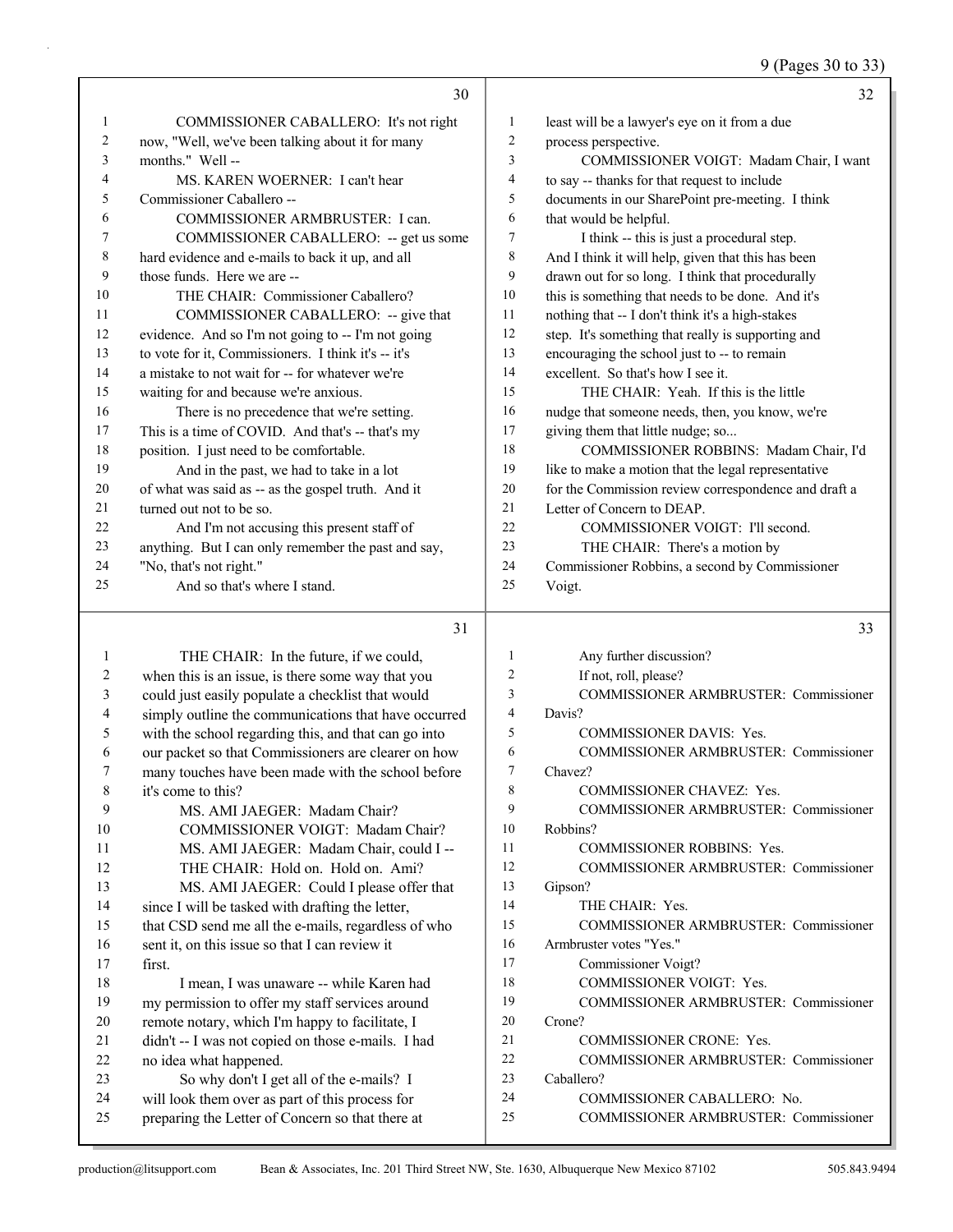**30**

COMMISSIONER CABALLERO: It's not right now, "Well, we've been talking about it for many months." Well --

MS. KAREN WOERNER: I can't hear Commissioner Caballero --

COMMISSIONER ARMBRUSTER: I can.

COMMISSIONER CABALLERO: -- get us some hard evidence and e-mails to back it up, and all those funds. Here we are --

THE CHAIR: Commissioner Caballero?

COMMISSIONER CABALLERO: -- give that evidence. And so I'm not going to -- I'm not going to vote for it, Commissioners. I think it's -- it's a mistake to not wait for -- for whatever we're waiting for and because we're anxious.

There is no precedence that we're setting. This is a time of COVID. And that's -- that's my position. I just need to be comfortable.

And in the past, we had to take in a lot of what was said as -- as the gospel truth. And it turned out not to be so.

And I'm not accusing this present staff of anything. But I can only remember the past and say, "No, that's not right."

And so that's where I stand.

**31**

THE CHAIR: In the future, if we could, when this is an issue, is there some way that you could just easily populate a checklist that would simply outline the communications that have occurred with the school regarding this, and that can go into our packet so that Commissioners are clearer on how many touches have been made with the school before it's come to this?

MS. AMI JAEGER: Madam Chair?

COMMISSIONER VOIGT: Madam Chair?

MS. AMI JAEGER: Madam Chair, could I --

THE CHAIR: Hold on. Hold on. Ami?

MS. AMI JAEGER: Could I please offer that since I will be tasked with drafting the letter, that CSD send me all the e-mails, regardless of who sent it, on this issue so that I can review it first.

I mean, I was unaware -- while Karen had my permission to offer my staff services around remote notary, which I'm happy to facilitate, I didn't -- I was not copied on those e-mails. I had no idea what happened.

So why don't I get all of the e-mails? I will look them over as part of this process for preparing the Letter of Concern so that there at

**32**

least will be a lawyer's eye on it from a due process perspective.

COMMISSIONER VOIGT: Madam Chair, I want to say -- thanks for that request to include documents in our SharePoint pre-meeting. I think that would be helpful.

I think -- this is just a procedural step. And I think it will help, given that this has been drawn out for so long. I think that procedurally this is something that needs to be done. And it's nothing that -- I don't think it's a high-stakes step. It's something that really is supporting and encouraging the school just to -- to remain excellent. So that's how I see it.

THE CHAIR: Yeah. If this is the little nudge that someone needs, then, you know, we're giving them that little nudge; so...

COMMISSIONER ROBBINS: Madam Chair, I'd like to make a motion that the legal representative for the Commission review correspondence and draft a Letter of Concern to DEAP.

COMMISSIONER VOIGT: I'll second.

THE CHAIR: There's a motion by Commissioner Robbins, a second by Commissioner Voigt.

**33**

Any further discussion?

If not, roll, please?

COMMISSIONER ARMBRUSTER: Commissioner Davis?

COMMISSIONER DAVIS: Yes.

COMMISSIONER ARMBRUSTER: Commissioner Chavez?

COMMISSIONER CHAVEZ: Yes.

COMMISSIONER ARMBRUSTER: Commissioner Robbins?

COMMISSIONER ROBBINS: Yes.

COMMISSIONER ARMBRUSTER: Commissioner Gipson?

THE CHAIR: Yes.

COMMISSIONER ARMBRUSTER: Commissioner Armbruster votes "Yes."

Commissioner Voigt?

COMMISSIONER VOIGT: Yes.

COMMISSIONER ARMBRUSTER: Commissioner Crone?

COMMISSIONER CRONE: Yes.

COMMISSIONER ARMBRUSTER: Commissioner Caballero?

COMMISSIONER CABALLERO: No.

COMMISSIONER ARMBRUSTER: Commissioner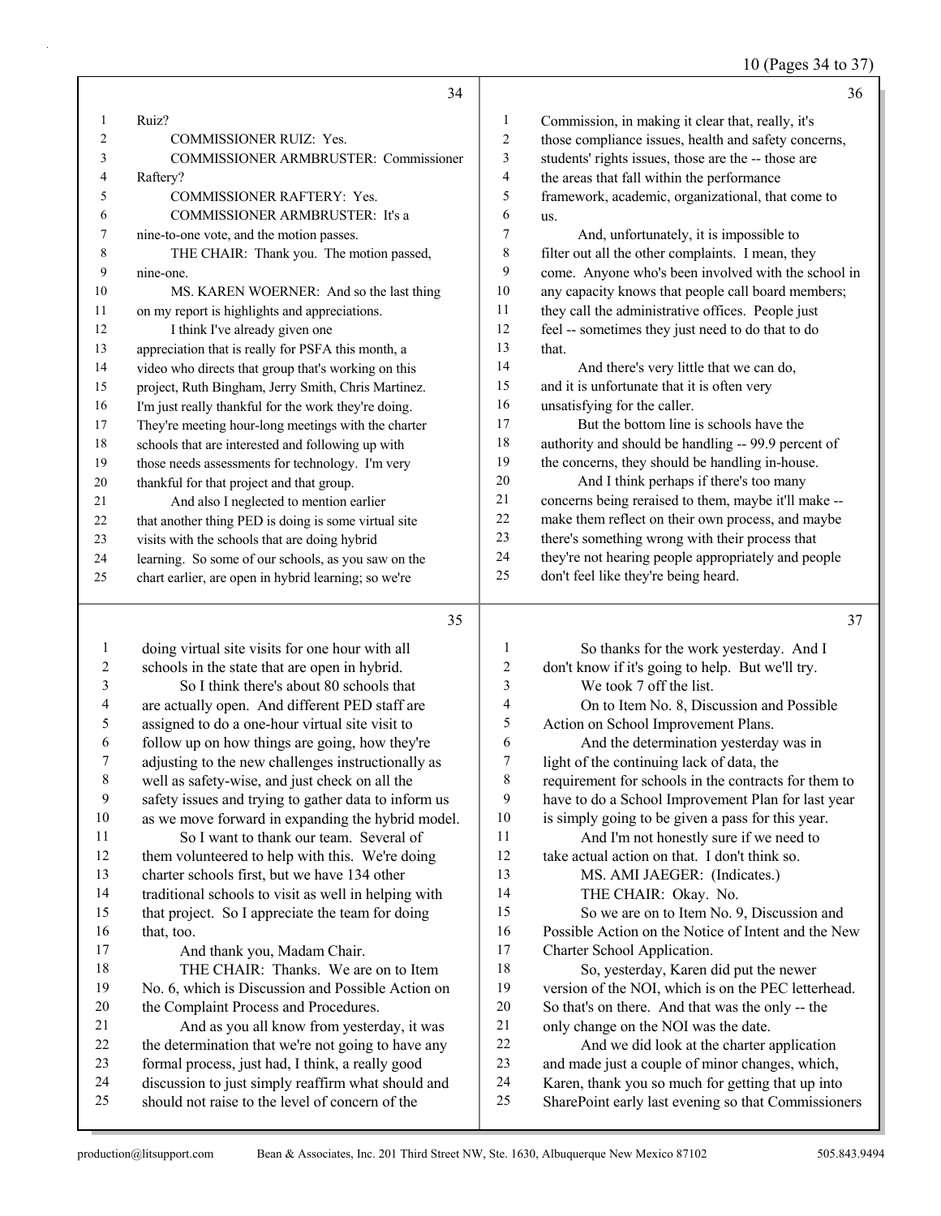**Page 34**

Ruiz?

COMMISSIONER RUIZ: Yes.

COMMISSIONER ARMBRUSTER: Commissioner Raftery?

COMMISSIONER RAFTERY: Yes.

COMMISSIONER ARMBRUSTER: It's a nine-to-one vote, and the motion passes.

THE CHAIR: Thank you. The motion passed, nine-one.

MS. KAREN WOERNER: And so the last thing on my report is highlights and appreciations.

I think I've already given one appreciation that is really for PSFA this month, a video who directs that group that's working on this project, Ruth Bingham, Jerry Smith, Chris Martinez. I'm just really thankful for the work they're doing. They're meeting hour-long meetings with the charter schools that are interested and following up with those needs assessments for technology. I'm very thankful for that project and that group.

And also I neglected to mention earlier that another thing PED is doing is some virtual site visits with the schools that are doing hybrid learning. So some of our schools, as you saw on the chart earlier, are open in hybrid learning; so we're

**Page 35**

doing virtual site visits for one hour with all schools in the state that are open in hybrid.

So I think there's about 80 schools that are actually open. And different PED staff are assigned to do a one-hour virtual site visit to follow up on how things are going, how they're adjusting to the new challenges instructionally as well as safety-wise, and just check on all the safety issues and trying to gather data to inform us as we move forward in expanding the hybrid model.

So I want to thank our team. Several of them volunteered to help with this. We're doing charter schools first, but we have 134 other traditional schools to visit as well in helping with that project. So I appreciate the team for doing that, too.

And thank you, Madam Chair.

THE CHAIR: Thanks. We are on to Item No. 6, which is Discussion and Possible Action on the Complaint Process and Procedures.

And as you all know from yesterday, it was the determination that we're not going to have any formal process, just had, I think, a really good discussion to just simply reaffirm what should and should not raise to the level of concern of the

**Page 36**

Commission, in making it clear that, really, it's those compliance issues, health and safety concerns, students' rights issues, those are the -- those are the areas that fall within the performance framework, academic, organizational, that come to us.

And, unfortunately, it is impossible to filter out all the other complaints. I mean, they come. Anyone who's been involved with the school in any capacity knows that people call board members; they call the administrative offices. People just feel -- sometimes they just need to do that to do that.

And there's very little that we can do, and it is unfortunate that it is often very unsatisfying for the caller.

But the bottom line is schools have the authority and should be handling -- 99.9 percent of the concerns, they should be handling in-house.

And I think perhaps if there's too many concerns being reraised to them, maybe it'll make -- make them reflect on their own process, and maybe there's something wrong with their process that they're not hearing people appropriately and people don't feel like they're being heard.

**Page 37**

So thanks for the work yesterday. And I don't know if it's going to help. But we'll try.

We took 7 off the list.

On to Item No. 8, Discussion and Possible Action on School Improvement Plans.

And the determination yesterday was in light of the continuing lack of data, the requirement for schools in the contracts for them to have to do a School Improvement Plan for last year is simply going to be given a pass for this year.

And I'm not honestly sure if we need to take actual action on that. I don't think so.

MS. AMI JAEGER: (Indicates.)

THE CHAIR: Okay. No.

So we are on to Item No. 9, Discussion and Possible Action on the Notice of Intent and the New Charter School Application.

So, yesterday, Karen did put the newer version of the NOI, which is on the PEC letterhead. So that's on there. And that was the only -- the only change on the NOI was the date.

And we did look at the charter application and made just a couple of minor changes, which, Karen, thank you so much for getting that up into SharePoint early last evening so that Commissioners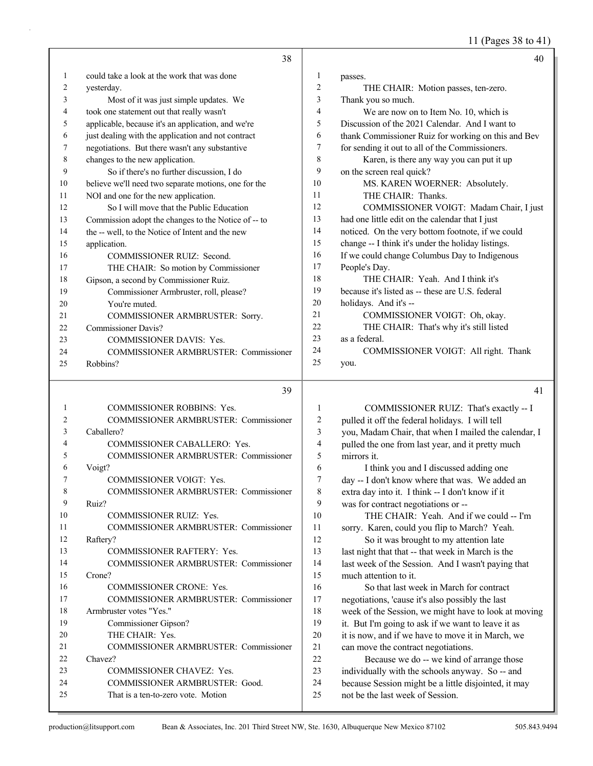could take a look at the work that was done yesterday.

Most of it was just simple updates. We took one statement out that really wasn't applicable, because it's an application, and we're just dealing with the application and not contract negotiations. But there wasn't any substantive changes to the new application.

So if there's no further discussion, I do believe we'll need two separate motions, one for the NOI and one for the new application.

So I will move that the Public Education Commission adopt the changes to the Notice of -- to the -- well, to the Notice of Intent and the new application.

COMMISSIONER RUIZ: Second.

THE CHAIR: So motion by Commissioner Gipson, a second by Commissioner Ruiz.

Commissioner Armbruster, roll, please?

You're muted.

COMMISSIONER ARMBRUSTER: Sorry. Commissioner Davis?

COMMISSIONER DAVIS: Yes.

COMMISSIONER ARMBRUSTER: Commissioner Robbins?

COMMISSIONER ROBBINS: Yes.

COMMISSIONER ARMBRUSTER: Commissioner Caballero?

COMMISSIONER CABALLERO: Yes.

COMMISSIONER ARMBRUSTER: Commissioner Voigt?

COMMISSIONER VOIGT: Yes.

COMMISSIONER ARMBRUSTER: Commissioner Ruiz?

COMMISSIONER RUIZ: Yes.

COMMISSIONER ARMBRUSTER: Commissioner Raftery?

COMMISSIONER RAFTERY: Yes.

COMMISSIONER ARMBRUSTER: Commissioner Crone?

COMMISSIONER CRONE: Yes.

COMMISSIONER ARMBRUSTER: Commissioner Armbruster votes "Yes."

Commissioner Gipson?

THE CHAIR: Yes.

COMMISSIONER ARMBRUSTER: Commissioner Chavez?

COMMISSIONER CHAVEZ: Yes.

COMMISSIONER ARMBRUSTER: Good.

That is a ten-to-zero vote. Motion passes.

THE CHAIR: Motion passes, ten-zero. Thank you so much.

We are now on to Item No. 10, which is Discussion of the 2021 Calendar. And I want to thank Commissioner Ruiz for working on this and Bev for sending it out to all of the Commissioners.

Karen, is there any way you can put it up on the screen real quick?

MS. KAREN WOERNER: Absolutely.

THE CHAIR: Thanks.

COMMISSIONER VOIGT: Madam Chair, I just had one little edit on the calendar that I just noticed. On the very bottom footnote, if we could change -- I think it's under the holiday listings. If we could change Columbus Day to Indigenous People's Day.

THE CHAIR: Yeah. And I think it's because it's listed as -- these are U.S. federal holidays. And it's --

COMMISSIONER VOIGT: Oh, okay.

THE CHAIR: That's why it's still listed as a federal.

COMMISSIONER VOIGT: All right. Thank you.

COMMISSIONER RUIZ: That's exactly -- I pulled it off the federal holidays. I will tell you, Madam Chair, that when I mailed the calendar, I pulled the one from last year, and it pretty much mirrors it.

I think you and I discussed adding one day -- I don't know where that was. We added an extra day into it. I think -- I don't know if it was for contract negotiations or --

THE CHAIR: Yeah. And if we could -- I'm sorry. Karen, could you flip to March? Yeah.

So it was brought to my attention late last night that that -- that week in March is the last week of the Session. And I wasn't paying that much attention to it.

So that last week in March for contract negotiations, 'cause it's also possibly the last week of the Session, we might have to look at moving it. But I'm going to ask if we want to leave it as it is now, and if we have to move it in March, we can move the contract negotiations.

Because we do -- we kind of arrange those individually with the schools anyway. So -- and because Session might be a little disjointed, it may not be the last week of Session.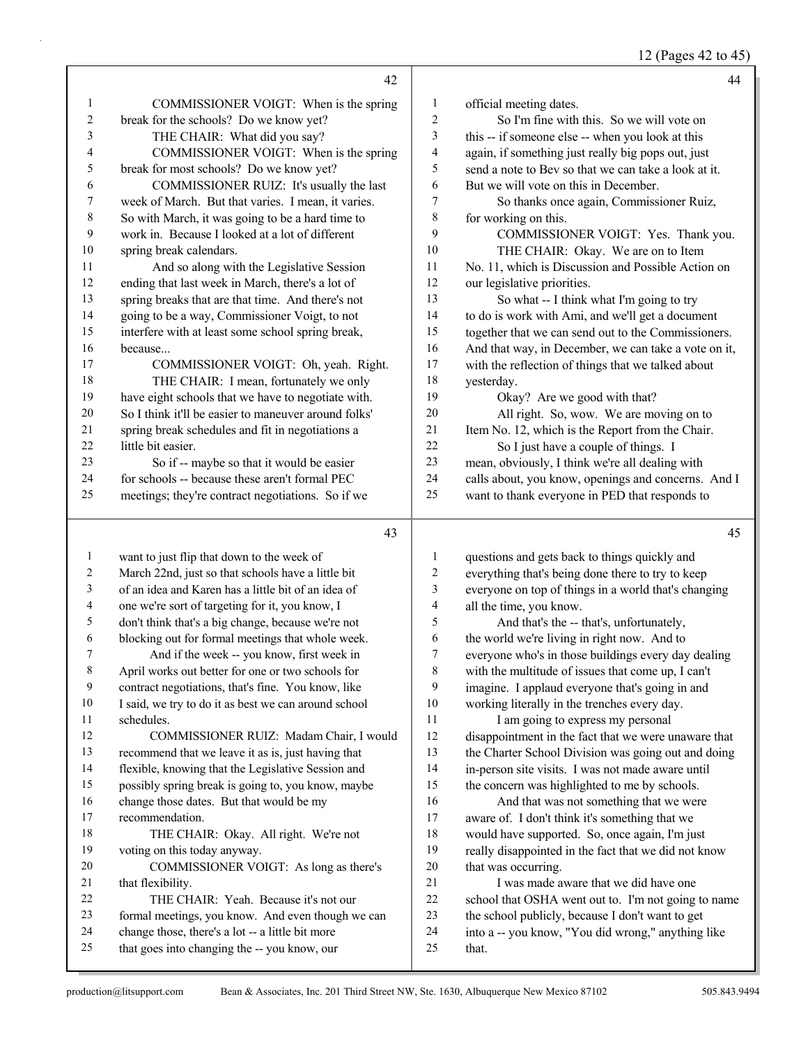COMMISSIONER VOIGT: When is the spring break for the schools? Do we know yet?

THE CHAIR: What did you say?

COMMISSIONER VOIGT: When is the spring break for most schools? Do we know yet?

COMMISSIONER RUIZ: It's usually the last week of March. But that varies. I mean, it varies. So with March, it was going to be a hard time to work in. Because I looked at a lot of different spring break calendars.

And so along with the Legislative Session ending that last week in March, there's a lot of spring breaks that are that time. And there's not going to be a way, Commissioner Voigt, to not interfere with at least some school spring break, because...

COMMISSIONER VOIGT: Oh, yeah. Right.

THE CHAIR: I mean, fortunately we only have eight schools that we have to negotiate with. So I think it'll be easier to maneuver around folks' spring break schedules and fit in negotiations a little bit easier.

So if -- maybe so that it would be easier for schools -- because these aren't formal PEC meetings; they're contract negotiations. So if we want to just flip that down to the week of March 22nd, just so that schools have a little bit of an idea and Karen has a little bit of an idea of one we're sort of targeting for it, you know, I don't think that's a big change, because we're not blocking out for formal meetings that whole week.

And if the week -- you know, first week in April works out better for one or two schools for contract negotiations, that's fine. You know, like I said, we try to do it as best we can around school schedules.

COMMISSIONER RUIZ: Madam Chair, I would recommend that we leave it as is, just having that flexible, knowing that the Legislative Session and possibly spring break is going to, you know, maybe change those dates. But that would be my recommendation.

THE CHAIR: Okay. All right. We're not voting on this today anyway.

COMMISSIONER VOIGT: As long as there's that flexibility.

THE CHAIR: Yeah. Because it's not our formal meetings, you know. And even though we can change those, there's a lot -- a little bit more that goes into changing the -- you know, our official meeting dates.

So I'm fine with this. So we will vote on this -- if someone else -- when you look at this again, if something just really big pops out, just send a note to Bev so that we can take a look at it. But we will vote on this in December.

So thanks once again, Commissioner Ruiz, for working on this.

COMMISSIONER VOIGT: Yes. Thank you.

THE CHAIR: Okay. We are on to Item No. 11, which is Discussion and Possible Action on our legislative priorities.

So what -- I think what I'm going to try to do is work with Ami, and we'll get a document together that we can send out to the Commissioners. And that way, in December, we can take a vote on it, with the reflection of things that we talked about yesterday.

Okay? Are we good with that?

All right. So, wow. We are moving on to Item No. 12, which is the Report from the Chair.

So I just have a couple of things. I mean, obviously, I think we're all dealing with calls about, you know, openings and concerns. And I want to thank everyone in PED that responds to questions and gets back to things quickly and everything that's being done there to try to keep everyone on top of things in a world that's changing all the time, you know.

And that's the -- that's, unfortunately, the world we're living in right now. And to everyone who's in those buildings every day dealing with the multitude of issues that come up, I can't imagine. I applaud everyone that's going in and working literally in the trenches every day.

I am going to express my personal disappointment in the fact that we were unaware that the Charter School Division was going out and doing in-person site visits. I was not made aware until the concern was highlighted to me by schools.

And that was not something that we were aware of. I don't think it's something that we would have supported. So, once again, I'm just really disappointed in the fact that we did not know that was occurring.

I was made aware that we did have one school that OSHA went out to. I'm not going to name the school publicly, because I don't want to get into a -- you know, "You did wrong," anything like that.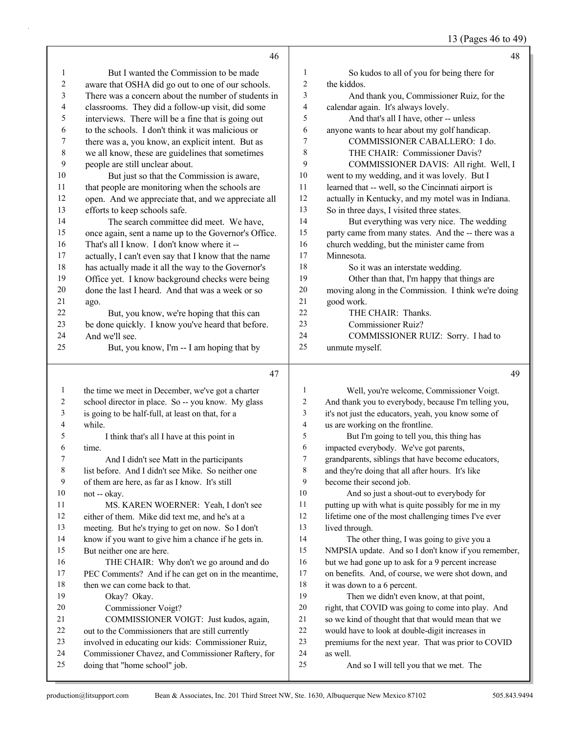**46**

1 But I wanted the Commission to be made
2 aware that OSHA did go out to one of our schools.
3 There was a concern about the number of students in
4 classrooms. They did a follow-up visit, did some
5 interviews. There will be a fine that is going out
6 to the schools. I don't think it was malicious or
7 there was a, you know, an explicit intent. But as
8 we all know, these are guidelines that sometimes
9 people are still unclear about.
10 But just so that the Commission is aware,
11 that people are monitoring when the schools are
12 open. And we appreciate that, and we appreciate all
13 efforts to keep schools safe.
14 The search committee did meet. We have,
15 once again, sent a name up to the Governor's Office.
16 That's all I know. I don't know where it --
17 actually, I can't even say that I know that the name
18 has actually made it all the way to the Governor's
19 Office yet. I know background checks were being
20 done the last I heard. And that was a week or so
21 ago.
22 But, you know, we're hoping that this can
23 be done quickly. I know you've heard that before.
24 And we'll see.
25 But, you know, I'm -- I am hoping that by

**47**

1 the time we meet in December, we've got a charter
2 school director in place. So -- you know. My glass
3 is going to be half-full, at least on that, for a
4 while.
5 I think that's all I have at this point in
6 time.
7 And I didn't see Matt in the participants
8 list before. And I didn't see Mike. So neither one
9 of them are here, as far as I know. It's still
10 not -- okay.
11 MS. KAREN WOERNER: Yeah, I don't see
12 either of them. Mike did text me, and he's at a
13 meeting. But he's trying to get on now. So I don't
14 know if you want to give him a chance if he gets in.
15 But neither one are here.
16 THE CHAIR: Why don't we go around and do
17 PEC Comments? And if he can get on in the meantime,
18 then we can come back to that.
19 Okay? Okay.
20 Commissioner Voigt?
21 COMMISSIONER VOIGT: Just kudos, again,
22 out to the Commissioners that are still currently
23 involved in educating our kids: Commissioner Ruiz,
24 Commissioner Chavez, and Commissioner Raftery, for
25 doing that "home school" job.

**48**

1 So kudos to all of you for being there for
2 the kiddos.
3 And thank you, Commissioner Ruiz, for the
4 calendar again. It's always lovely.
5 And that's all I have, other -- unless
6 anyone wants to hear about my golf handicap.
7 COMMISSIONER CABALLERO: I do.
8 THE CHAIR: Commissioner Davis?
9 COMMISSIONER DAVIS: All right. Well, I
10 went to my wedding, and it was lovely. But I
11 learned that -- well, so the Cincinnati airport is
12 actually in Kentucky, and my motel was in Indiana.
13 So in three days, I visited three states.
14 But everything was very nice. The wedding
15 party came from many states. And the -- there was a
16 church wedding, but the minister came from
17 Minnesota.
18 So it was an interstate wedding.
19 Other than that, I'm happy that things are
20 moving along in the Commission. I think we're doing
21 good work.
22 THE CHAIR: Thanks.
23 Commissioner Ruiz?
24 COMMISSIONER RUIZ: Sorry. I had to
25 unmute myself.

**49**

1 Well, you're welcome, Commissioner Voigt.
2 And thank you to everybody, because I'm telling you,
3 it's not just the educators, yeah, you know some of
4 us are working on the frontline.
5 But I'm going to tell you, this thing has
6 impacted everybody. We've got parents,
7 grandparents, siblings that have become educators,
8 and they're doing that all after hours. It's like
9 become their second job.
10 And so just a shout-out to everybody for
11 putting up with what is quite possibly for me in my
12 lifetime one of the most challenging times I've ever
13 lived through.
14 The other thing, I was going to give you a
15 NMPSIA update. And so I don't know if you remember,
16 but we had gone up to ask for a 9 percent increase
17 on benefits. And, of course, we were shot down, and
18 it was down to a 6 percent.
19 Then we didn't even know, at that point,
20 right, that COVID was going to come into play. And
21 so we kind of thought that that would mean that we
22 would have to look at double-digit increases in
23 premiums for the next year. That was prior to COVID
24 as well.
25 And so I will tell you that we met. The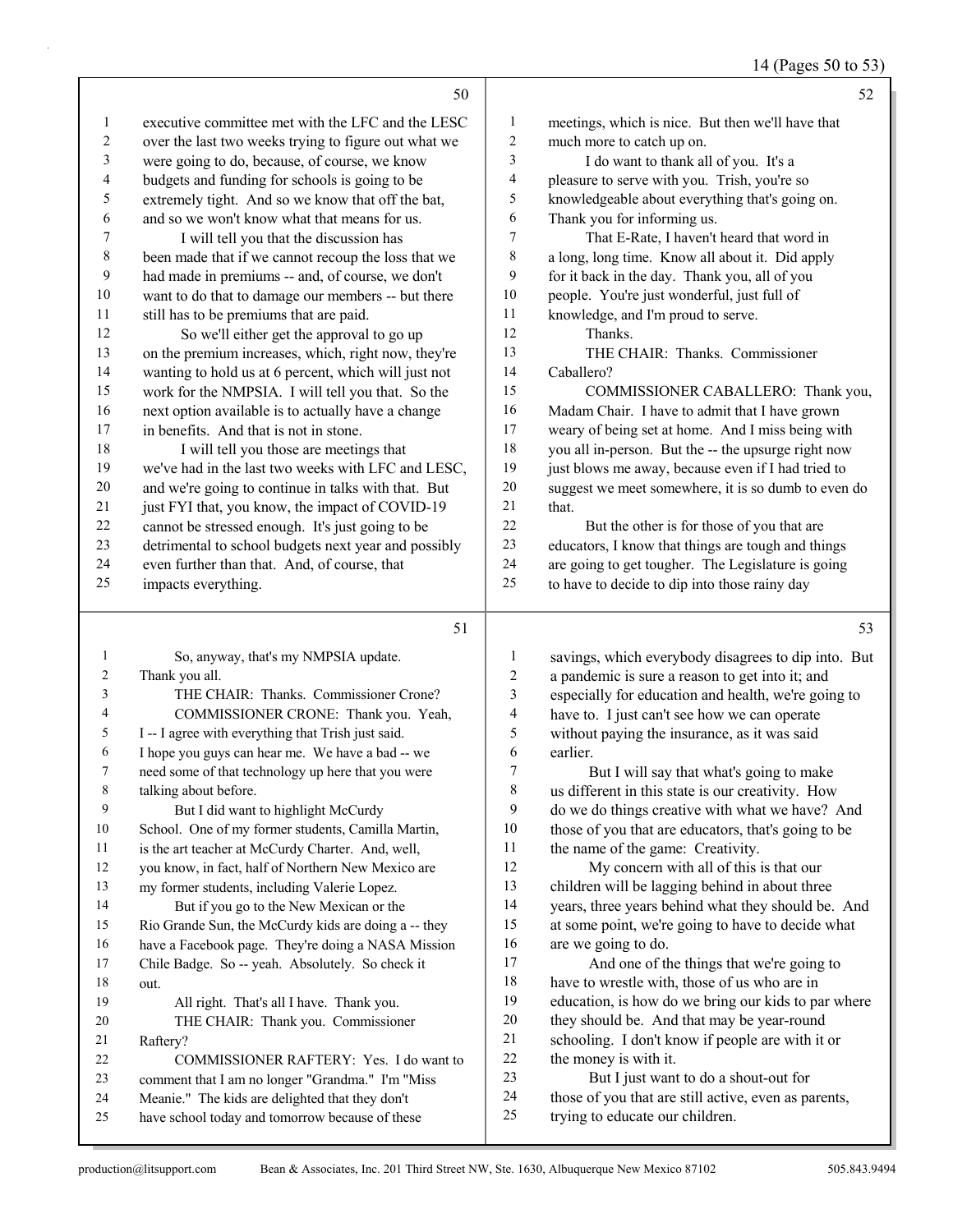executive committee met with the LFC and the LESC over the last two weeks trying to figure out what we were going to do, because, of course, we know budgets and funding for schools is going to be extremely tight. And so we know that off the bat, and so we won't know what that means for us.

I will tell you that the discussion has been made that if we cannot recoup the loss that we had made in premiums -- and, of course, we don't want to do that to damage our members -- but there still has to be premiums that are paid.

So we'll either get the approval to go up on the premium increases, which, right now, they're wanting to hold us at 6 percent, which will just not work for the NMPSIA. I will tell you that. So the next option available is to actually have a change in benefits. And that is not in stone.

I will tell you those are meetings that we've had in the last two weeks with LFC and LESC, and we're going to continue in talks with that. But just FYI that, you know, the impact of COVID-19 cannot be stressed enough. It's just going to be detrimental to school budgets next year and possibly even further than that. And, of course, that impacts everything.

So, anyway, that's my NMPSIA update. Thank you all.

THE CHAIR: Thanks. Commissioner Crone?

COMMISSIONER CRONE: Thank you. Yeah, I -- I agree with everything that Trish just said. I hope you guys can hear me. We have a bad -- we need some of that technology up here that you were talking about before.

But I did want to highlight McCurdy School. One of my former students, Camilla Martin, is the art teacher at McCurdy Charter. And, well, you know, in fact, half of Northern New Mexico are my former students, including Valerie Lopez.

But if you go to the New Mexican or the Rio Grande Sun, the McCurdy kids are doing a -- they have a Facebook page. They're doing a NASA Mission Chile Badge. So -- yeah. Absolutely. So check it out.

All right. That's all I have. Thank you.

THE CHAIR: Thank you. Commissioner Raftery?

COMMISSIONER RAFTERY: Yes. I do want to comment that I am no longer "Grandma." I'm "Miss Meanie." The kids are delighted that they don't have school today and tomorrow because of these meetings, which is nice. But then we'll have that much more to catch up on.

I do want to thank all of you. It's a pleasure to serve with you. Trish, you're so knowledgeable about everything that's going on. Thank you for informing us.

That E-Rate, I haven't heard that word in a long, long time. Know all about it. Did apply for it back in the day. Thank you, all of you people. You're just wonderful, just full of knowledge, and I'm proud to serve.

Thanks.

THE CHAIR: Thanks. Commissioner Caballero?

COMMISSIONER CABALLERO: Thank you, Madam Chair. I have to admit that I have grown weary of being set at home. And I miss being with you all in-person. But the -- the upsurge right now just blows me away, because even if I had tried to suggest we meet somewhere, it is so dumb to even do that.

But the other is for those of you that are educators, I know that things are tough and things are going to get tougher. The Legislature is going to have to decide to dip into those rainy day savings, which everybody disagrees to dip into. But a pandemic is sure a reason to get into it; and especially for education and health, we're going to have to. I just can't see how we can operate without paying the insurance, as it was said earlier.

But I will say that what's going to make us different in this state is our creativity. How do we do things creative with what we have? And those of you that are educators, that's going to be the name of the game: Creativity.

My concern with all of this is that our children will be lagging behind in about three years, three years behind what they should be. And at some point, we're going to have to decide what are we going to do.

And one of the things that we're going to have to wrestle with, those of us who are in education, is how do we bring our kids to par where they should be. And that may be year-round schooling. I don't know if people are with it or the money is with it.

But I just want to do a shout-out for those of you that are still active, even as parents, trying to educate our children.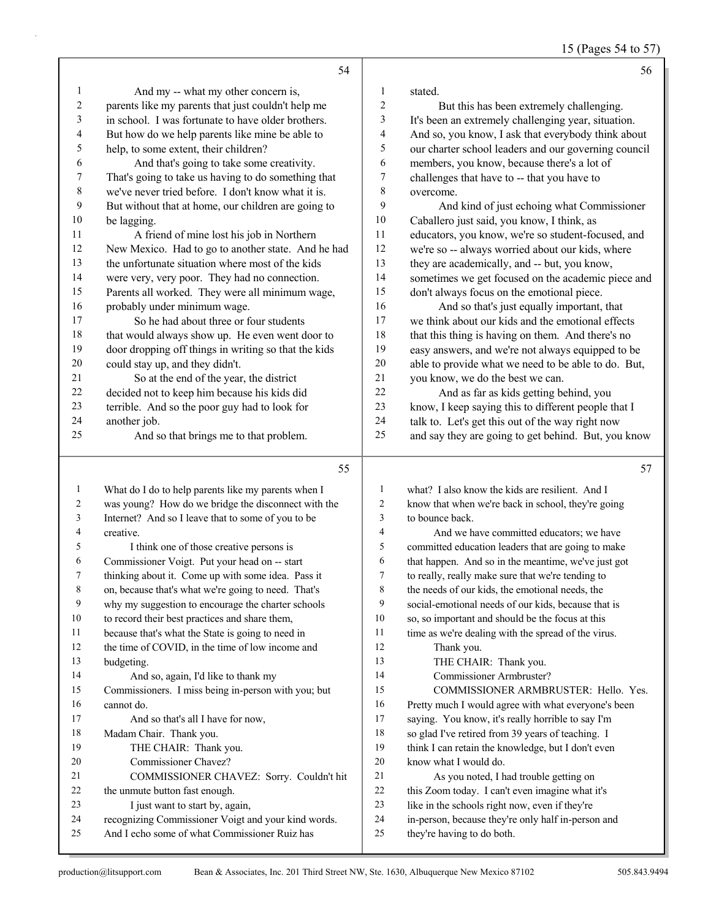And my -- what my other concern is, parents like my parents that just couldn't help me in school. I was fortunate to have older brothers. But how do we help parents like mine be able to help, to some extent, their children?

And that's going to take some creativity. That's going to take us having to do something that we've never tried before. I don't know what it is. But without that at home, our children are going to be lagging.

A friend of mine lost his job in Northern New Mexico. Had to go to another state. And he had the unfortunate situation where most of the kids were very, very poor. They had no connection. Parents all worked. They were all minimum wage, probably under minimum wage.

So he had about three or four students that would always show up. He even went door to door dropping off things in writing so that the kids could stay up, and they didn't.

So at the end of the year, the district decided not to keep him because his kids did terrible. And so the poor guy had to look for another job.

And so that brings me to that problem. What do I do to help parents like my parents when I was young? How do we bridge the disconnect with the Internet? And so I leave that to some of you to be creative.

I think one of those creative persons is Commissioner Voigt. Put your head on -- start thinking about it. Come up with some idea. Pass it on, because that's what we're going to need. That's why my suggestion to encourage the charter schools to record their best practices and share them, because that's what the State is going to need in the time of COVID, in the time of low income and budgeting.

And so, again, I'd like to thank my Commissioners. I miss being in-person with you; but cannot do.

And so that's all I have for now, Madam Chair. Thank you.

THE CHAIR: Thank you.

Commissioner Chavez?

COMMISSIONER CHAVEZ: Sorry. Couldn't hit the unmute button fast enough.

I just want to start by, again, recognizing Commissioner Voigt and your kind words. And I echo some of what Commissioner Ruiz has stated.

But this has been extremely challenging. It's been an extremely challenging year, situation. And so, you know, I ask that everybody think about our charter school leaders and our governing council members, you know, because there's a lot of challenges that have to -- that you have to overcome.

And kind of just echoing what Commissioner Caballero just said, you know, I think, as educators, you know, we're so student-focused, and we're so -- always worried about our kids, where they are academically, and -- but, you know, sometimes we get focused on the academic piece and don't always focus on the emotional piece.

And so that's just equally important, that we think about our kids and the emotional effects that this thing is having on them. And there's no easy answers, and we're not always equipped to be able to provide what we need to be able to do. But, you know, we do the best we can.

And as far as kids getting behind, you know, I keep saying this to different people that I talk to. Let's get this out of the way right now and say they are going to get behind. But, you know what? I also know the kids are resilient. And I know that when we're back in school, they're going to bounce back.

And we have committed educators; we have committed education leaders that are going to make that happen. And so in the meantime, we've just got to really, really make sure that we're tending to the needs of our kids, the emotional needs, the social-emotional needs of our kids, because that is so, so important and should be the focus at this time as we're dealing with the spread of the virus.

Thank you.

THE CHAIR: Thank you.

Commissioner Armbruster?

COMMISSIONER ARMBRUSTER: Hello. Yes. Pretty much I would agree with what everyone's been saying. You know, it's really horrible to say I'm so glad I've retired from 39 years of teaching. I think I can retain the knowledge, but I don't even know what I would do.

As you noted, I had trouble getting on this Zoom today. I can't even imagine what it's like in the schools right now, even if they're in-person, because they're only half in-person and they're having to do both.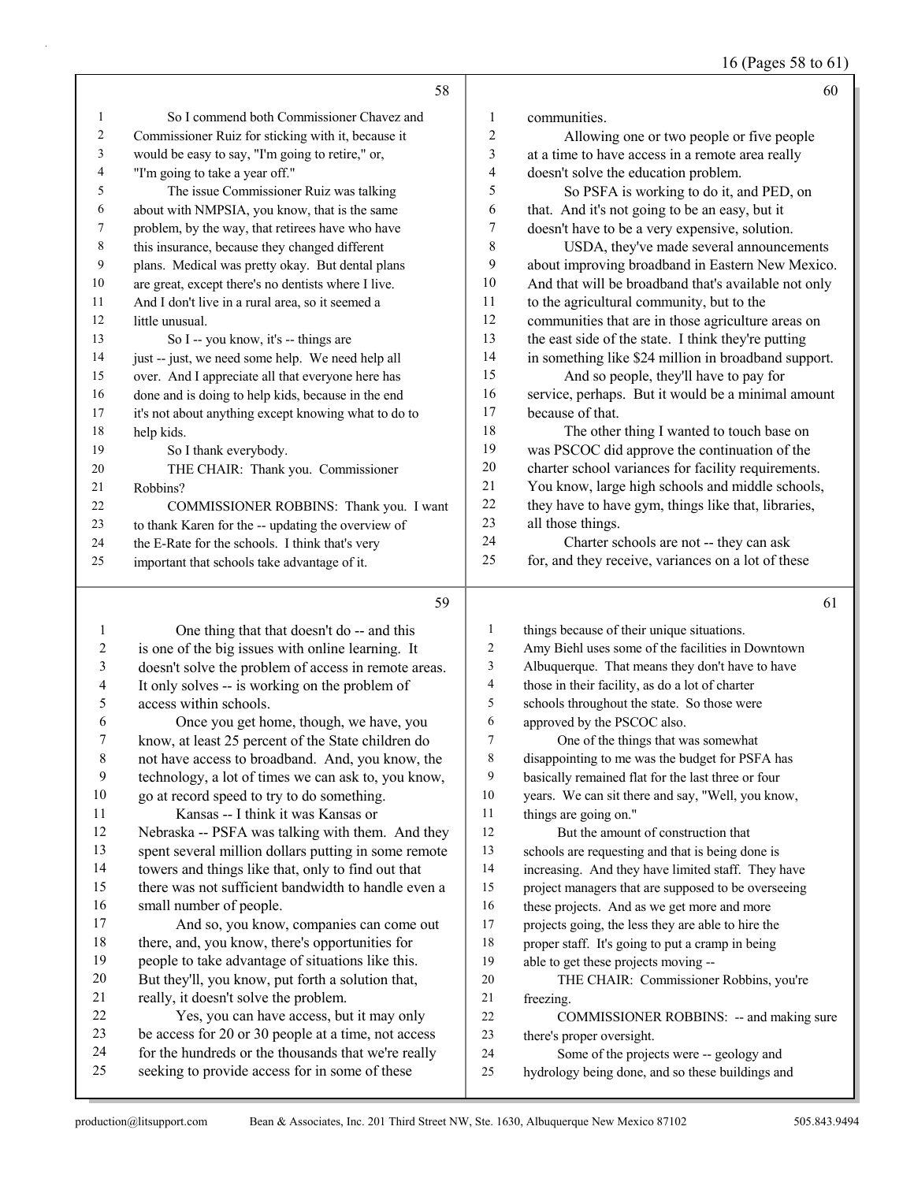So I commend both Commissioner Chavez and Commissioner Ruiz for sticking with it, because it would be easy to say, "I'm going to retire," or, "I'm going to take a year off."

The issue Commissioner Ruiz was talking about with NMPSIA, you know, that is the same problem, by the way, that retirees have who have this insurance, because they changed different plans. Medical was pretty okay. But dental plans are great, except there's no dentists where I live. And I don't live in a rural area, so it seemed a little unusual.

So I -- you know, it's -- things are just -- just, we need some help. We need help all over. And I appreciate all that everyone here has done and is doing to help kids, because in the end it's not about anything except knowing what to do to help kids.

So I thank everybody.

THE CHAIR: Thank you. Commissioner Robbins?

COMMISSIONER ROBBINS: Thank you. I want to thank Karen for the -- updating the overview of the E-Rate for the schools. I think that's very important that schools take advantage of it.

One thing that that doesn't do -- and this is one of the big issues with online learning. It doesn't solve the problem of access in remote areas. It only solves -- is working on the problem of access within schools.

Once you get home, though, we have, you know, at least 25 percent of the State children do not have access to broadband. And, you know, the technology, a lot of times we can ask to, you know, go at record speed to try to do something.

Kansas -- I think it was Kansas or Nebraska -- PSFA was talking with them. And they spent several million dollars putting in some remote towers and things like that, only to find out that there was not sufficient bandwidth to handle even a small number of people.

And so, you know, companies can come out there, and, you know, there's opportunities for people to take advantage of situations like this. But they'll, you know, put forth a solution that, really, it doesn't solve the problem.

Yes, you can have access, but it may only be access for 20 or 30 people at a time, not access for the hundreds or the thousands that we're really seeking to provide access for in some of these communities.

Allowing one or two people or five people at a time to have access in a remote area really doesn't solve the education problem.

So PSFA is working to do it, and PED, on that. And it's not going to be an easy, but it doesn't have to be a very expensive, solution.

USDA, they've made several announcements about improving broadband in Eastern New Mexico. And that will be broadband that's available not only to the agricultural community, but to the communities that are in those agriculture areas on the east side of the state. I think they're putting in something like $24 million in broadband support.

And so people, they'll have to pay for service, perhaps. But it would be a minimal amount because of that.

The other thing I wanted to touch base on was PSCOC did approve the continuation of the charter school variances for facility requirements. You know, large high schools and middle schools, they have to have gym, things like that, libraries, all those things.

Charter schools are not -- they can ask for, and they receive, variances on a lot of these things because of their unique situations. Amy Biehl uses some of the facilities in Downtown Albuquerque. That means they don't have to have those in their facility, as do a lot of charter schools throughout the state. So those were approved by the PSCOC also.

One of the things that was somewhat disappointing to me was the budget for PSFA has basically remained flat for the last three or four years. We can sit there and say, "Well, you know, things are going on."

But the amount of construction that schools are requesting and that is being done is increasing. And they have limited staff. They have project managers that are supposed to be overseeing these projects. And as we get more and more projects going, the less they are able to hire the proper staff. It's going to put a cramp in being able to get these projects moving --

THE CHAIR: Commissioner Robbins, you're freezing.

COMMISSIONER ROBBINS: -- and making sure there's proper oversight.

Some of the projects were -- geology and hydrology being done, and so these buildings and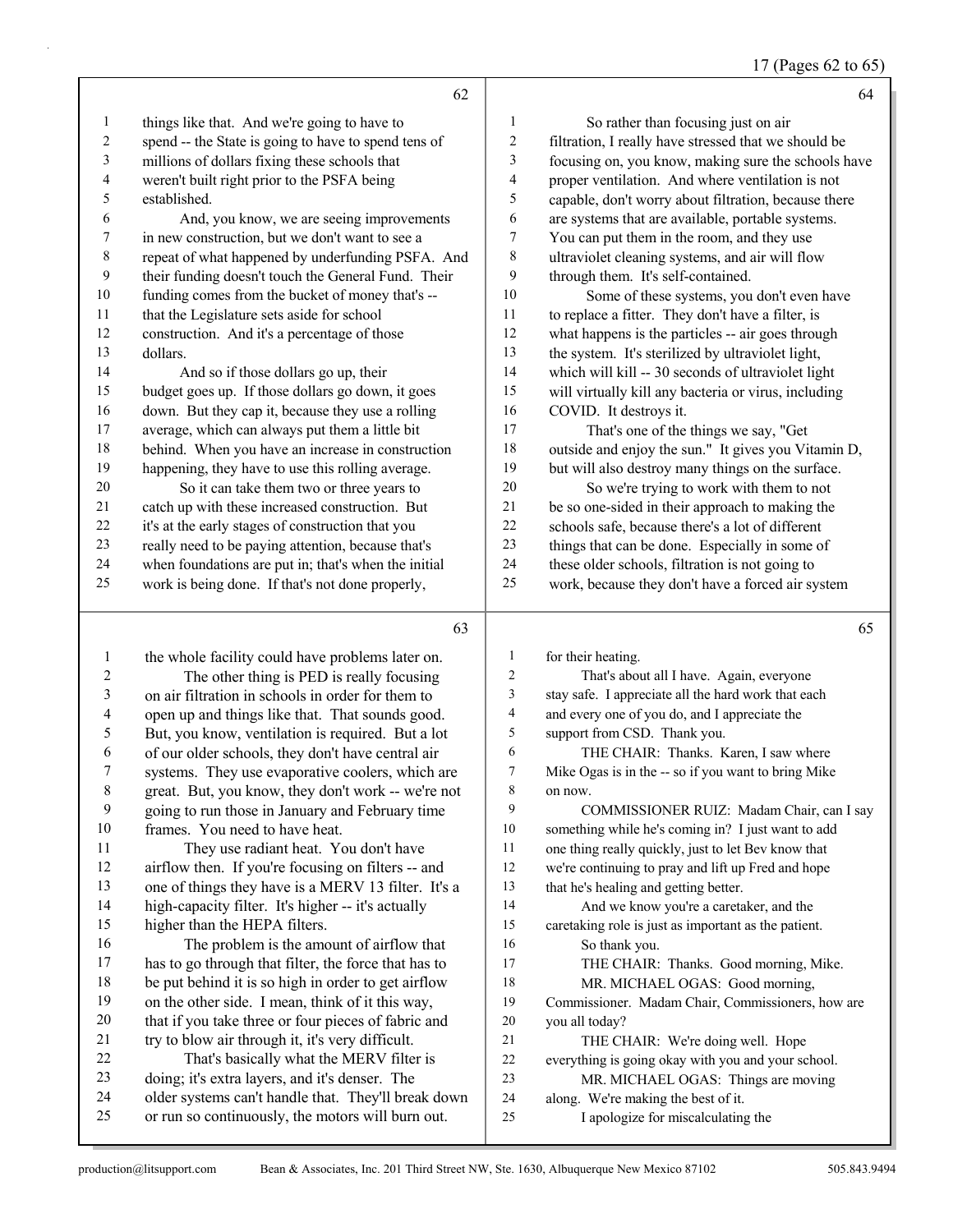**62**

things like that. And we're going to have to spend -- the State is going to have to spend tens of millions of dollars fixing these schools that weren't built right prior to the PSFA being established.

And, you know, we are seeing improvements in new construction, but we don't want to see a repeat of what happened by underfunding PSFA. And their funding doesn't touch the General Fund. Their funding comes from the bucket of money that's -- that the Legislature sets aside for school construction. And it's a percentage of those dollars.

And so if those dollars go up, their budget goes up. If those dollars go down, it goes down. But they cap it, because they use a rolling average, which can always put them a little bit behind. When you have an increase in construction happening, they have to use this rolling average.

So it can take them two or three years to catch up with these increased construction. But it's at the early stages of construction that you really need to be paying attention, because that's when foundations are put in; that's when the initial work is being done. If that's not done properly,

**63**

the whole facility could have problems later on.

The other thing is PED is really focusing on air filtration in schools in order for them to open up and things like that. That sounds good. But, you know, ventilation is required. But a lot of our older schools, they don't have central air systems. They use evaporative coolers, which are great. But, you know, they don't work -- we're not going to run those in January and February time frames. You need to have heat.

They use radiant heat. You don't have airflow then. If you're focusing on filters -- and one of things they have is a MERV 13 filter. It's a high-capacity filter. It's higher -- it's actually higher than the HEPA filters.

The problem is the amount of airflow that has to go through that filter, the force that has to be put behind it is so high in order to get airflow on the other side. I mean, think of it this way, that if you take three or four pieces of fabric and try to blow air through it, it's very difficult.

That's basically what the MERV filter is doing; it's extra layers, and it's denser. The older systems can't handle that. They'll break down or run so continuously, the motors will burn out.

**64**

So rather than focusing just on air filtration, I really have stressed that we should be focusing on, you know, making sure the schools have proper ventilation. And where ventilation is not capable, don't worry about filtration, because there are systems that are available, portable systems. You can put them in the room, and they use ultraviolet cleaning systems, and air will flow through them. It's self-contained.

Some of these systems, you don't even have to replace a fitter. They don't have a filter, is what happens is the particles -- air goes through the system. It's sterilized by ultraviolet light, which will kill -- 30 seconds of ultraviolet light will virtually kill any bacteria or virus, including COVID. It destroys it.

That's one of the things we say, "Get outside and enjoy the sun." It gives you Vitamin D, but will also destroy many things on the surface.

So we're trying to work with them to not be so one-sided in their approach to making the schools safe, because there's a lot of different things that can be done. Especially in some of these older schools, filtration is not going to work, because they don't have a forced air system

**65**

for their heating.

That's about all I have. Again, everyone stay safe. I appreciate all the hard work that each and every one of you do, and I appreciate the support from CSD. Thank you.

THE CHAIR: Thanks. Karen, I saw where Mike Ogas is in the -- so if you want to bring Mike on now.

COMMISSIONER RUIZ: Madam Chair, can I say something while he's coming in? I just want to add one thing really quickly, just to let Bev know that we're continuing to pray and lift up Fred and hope that he's healing and getting better.

And we know you're a caretaker, and the caretaking role is just as important as the patient.

So thank you.

THE CHAIR: Thanks. Good morning, Mike.

MR. MICHAEL OGAS: Good morning, Commissioner. Madam Chair, Commissioners, how are you all today?

THE CHAIR: We're doing well. Hope everything is going okay with you and your school.

MR. MICHAEL OGAS: Things are moving along. We're making the best of it.

I apologize for miscalculating the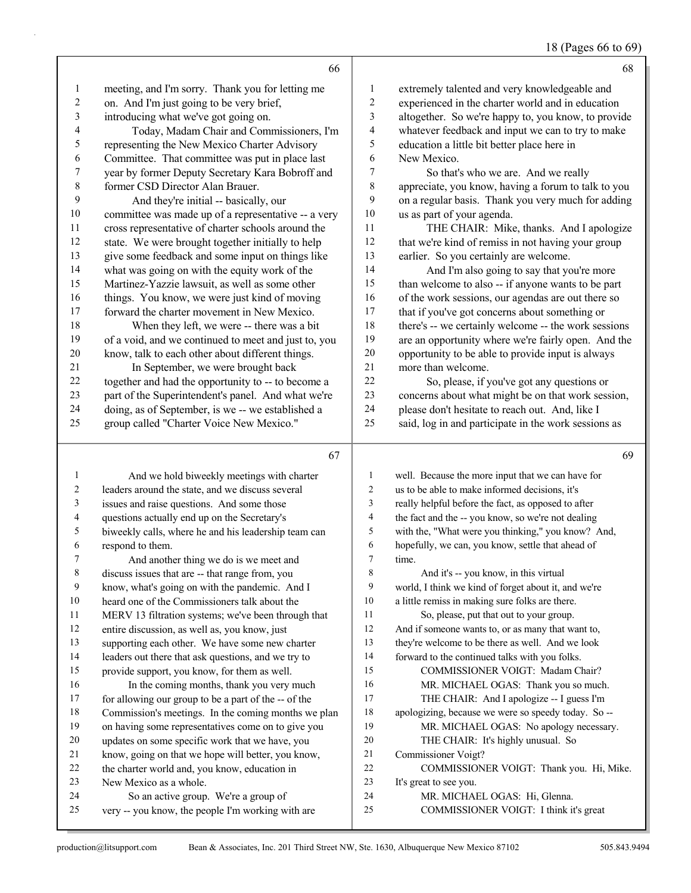meeting, and I'm sorry. Thank you for letting me on. And I'm just going to be very brief, introducing what we've got going on.

Today, Madam Chair and Commissioners, I'm representing the New Mexico Charter Advisory Committee. That committee was put in place last year by former Deputy Secretary Kara Bobroff and former CSD Director Alan Brauer.

And they're initial -- basically, our committee was made up of a representative -- a very cross representative of charter schools around the state. We were brought together initially to help give some feedback and some input on things like what was going on with the equity work of the Martinez-Yazzie lawsuit, as well as some other things. You know, we were just kind of moving forward the charter movement in New Mexico.

When they left, we were -- there was a bit of a void, and we continued to meet and just to, you know, talk to each other about different things.

In September, we were brought back together and had the opportunity to -- to become a part of the Superintendent's panel. And what we're doing, as of September, is we -- we established a group called "Charter Voice New Mexico."

And we hold biweekly meetings with charter leaders around the state, and we discuss several issues and raise questions. And some those questions actually end up on the Secretary's biweekly calls, where he and his leadership team can respond to them.

And another thing we do is we meet and discuss issues that are -- that range from, you know, what's going on with the pandemic. And I heard one of the Commissioners talk about the MERV 13 filtration systems; we've been through that entire discussion, as well as, you know, just supporting each other. We have some new charter leaders out there that ask questions, and we try to provide support, you know, for them as well.

In the coming months, thank you very much for allowing our group to be a part of the -- of the Commission's meetings. In the coming months we plan on having some representatives come on to give you updates on some specific work that we have, you know, going on that we hope will better, you know, the charter world and, you know, education in New Mexico as a whole.

So an active group. We're a group of very -- you know, the people I'm working with are extremely talented and very knowledgeable and experienced in the charter world and in education altogether. So we're happy to, you know, to provide whatever feedback and input we can to try to make education a little bit better place here in New Mexico.

So that's who we are. And we really appreciate, you know, having a forum to talk to you on a regular basis. Thank you very much for adding us as part of your agenda.

THE CHAIR: Mike, thanks. And I apologize that we're kind of remiss in not having your group earlier. So you certainly are welcome.

And I'm also going to say that you're more than welcome to also -- if anyone wants to be part of the work sessions, our agendas are out there so that if you've got concerns about something or there's -- we certainly welcome -- the work sessions are an opportunity where we're fairly open. And the opportunity to be able to provide input is always more than welcome.

So, please, if you've got any questions or concerns about what might be on that work session, please don't hesitate to reach out. And, like I said, log in and participate in the work sessions as well. Because the more input that we can have for us to be able to make informed decisions, it's really helpful before the fact, as opposed to after the fact and the -- you know, so we're not dealing with the, "What were you thinking," you know? And, hopefully, we can, you know, settle that ahead of time.

And it's -- you know, in this virtual world, I think we kind of forget about it, and we're a little remiss in making sure folks are there.

So, please, put that out to your group. And if someone wants to, or as many that want to, they're welcome to be there as well. And we look forward to the continued talks with you folks.

COMMISSIONER VOIGT: Madam Chair?

MR. MICHAEL OGAS: Thank you so much.

THE CHAIR: And I apologize -- I guess I'm apologizing, because we were so speedy today. So --

MR. MICHAEL OGAS: No apology necessary.

THE CHAIR: It's highly unusual. So Commissioner Voigt?

COMMISSIONER VOIGT: Thank you. Hi, Mike. It's great to see you.

MR. MICHAEL OGAS: Hi, Glenna.

COMMISSIONER VOIGT: I think it's great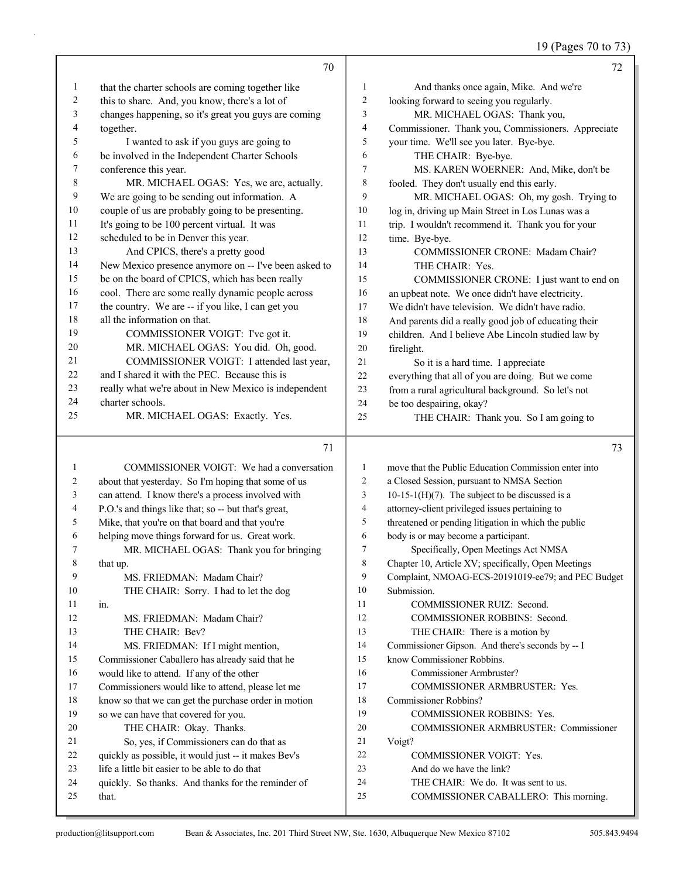## Page 70

that the charter schools are coming together like this to share. And, you know, there's a lot of changes happening, so it's great you guys are coming together.

I wanted to ask if you guys are going to be involved in the Independent Charter Schools conference this year.

MR. MICHAEL OGAS: Yes, we are, actually. We are going to be sending out information. A couple of us are probably going to be presenting. It's going to be 100 percent virtual. It was scheduled to be in Denver this year.

And CPICS, there's a pretty good New Mexico presence anymore on -- I've been asked to be on the board of CPICS, which has been really cool. There are some really dynamic people across the country. We are -- if you like, I can get you all the information on that.

COMMISSIONER VOIGT: I've got it.

MR. MICHAEL OGAS: You did. Oh, good.

COMMISSIONER VOIGT: I attended last year, and I shared it with the PEC. Because this is really what we're about in New Mexico is independent charter schools.

MR. MICHAEL OGAS: Exactly. Yes.

## Page 71

COMMISSIONER VOIGT: We had a conversation about that yesterday. So I'm hoping that some of us can attend. I know there's a process involved with P.O.'s and things like that; so -- but that's great, Mike, that you're on that board and that you're helping move things forward for us. Great work.

MR. MICHAEL OGAS: Thank you for bringing that up.

MS. FRIEDMAN: Madam Chair?

THE CHAIR: Sorry. I had to let the dog in.

MS. FRIEDMAN: Madam Chair?

THE CHAIR: Bev?

MS. FRIEDMAN: If I might mention, Commissioner Caballero has already said that he would like to attend. If any of the other Commissioners would like to attend, please let me know so that we can get the purchase order in motion so we can have that covered for you.

THE CHAIR: Okay. Thanks.

So, yes, if Commissioners can do that as quickly as possible, it would just -- it makes Bev's life a little bit easier to be able to do that quickly. So thanks. And thanks for the reminder of that.

## Page 72

And thanks once again, Mike. And we're looking forward to seeing you regularly.

MR. MICHAEL OGAS: Thank you, Commissioner. Thank you, Commissioners. Appreciate your time. We'll see you later. Bye-bye.

THE CHAIR: Bye-bye.

MS. KAREN WOERNER: And, Mike, don't be fooled. They don't usually end this early.

MR. MICHAEL OGAS: Oh, my gosh. Trying to log in, driving up Main Street in Los Lunas was a trip. I wouldn't recommend it. Thank you for your time. Bye-bye.

COMMISSIONER CRONE: Madam Chair?

THE CHAIR: Yes.

COMMISSIONER CRONE: I just want to end on an upbeat note. We once didn't have electricity. We didn't have television. We didn't have radio. And parents did a really good job of educating their children. And I believe Abe Lincoln studied law by firelight.

So it is a hard time. I appreciate everything that all of you are doing. But we come from a rural agricultural background. So let's not be too despairing, okay?

THE CHAIR: Thank you. So I am going to

## Page 73

move that the Public Education Commission enter into a Closed Session, pursuant to NMSA Section 10-15-1(H)(7). The subject to be discussed is a attorney-client privileged issues pertaining to threatened or pending litigation in which the public body is or may become a participant.

Specifically, Open Meetings Act NMSA Chapter 10, Article XV; specifically, Open Meetings Complaint, NMOAG-ECS-20191019-ee79; and PEC Budget Submission.

COMMISSIONER RUIZ: Second.

COMMISSIONER ROBBINS: Second.

THE CHAIR: There is a motion by Commissioner Gipson. And there's seconds by -- I know Commissioner Robbins.

Commissioner Armbruster?

COMMISSIONER ARMBRUSTER: Yes.

Commissioner Robbins?

COMMISSIONER ROBBINS: Yes.

COMMISSIONER ARMBRUSTER: Commissioner Voigt?

COMMISSIONER VOIGT: Yes.

And do we have the link?

THE CHAIR: We do. It was sent to us.

COMMISSIONER CABALLERO: This morning.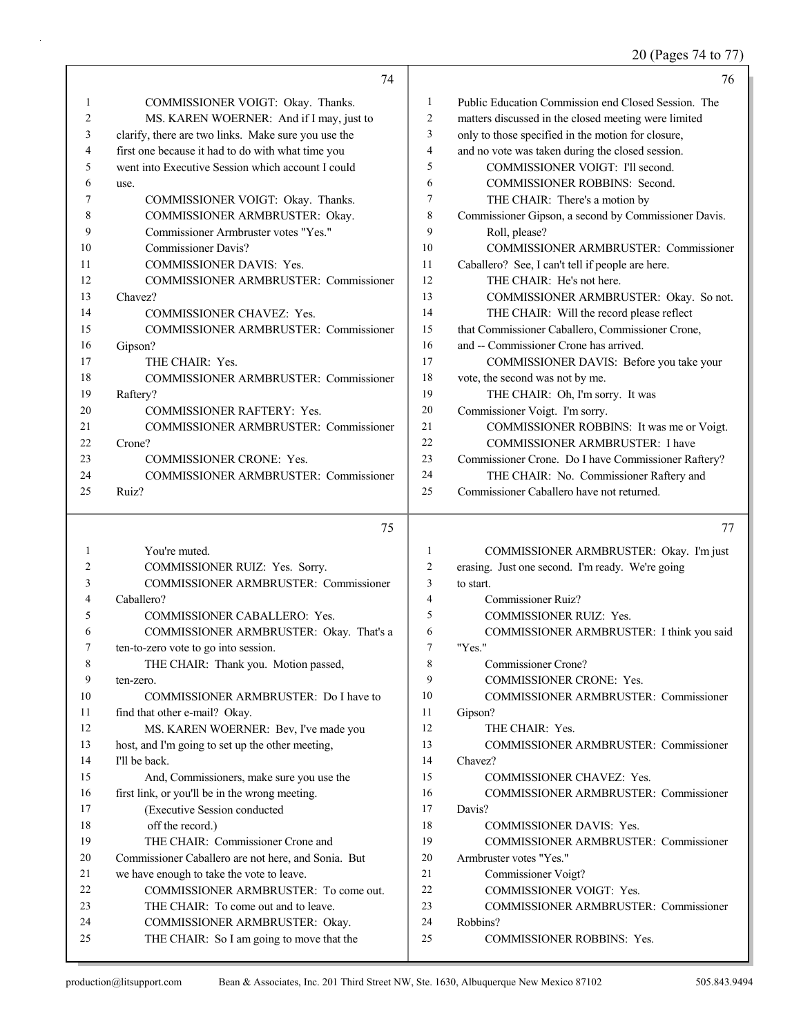74

1 COMMISSIONER VOIGT: Okay. Thanks.
2 MS. KAREN WOERNER: And if I may, just to
3 clarify, there are two links. Make sure you use the
4 first one because it had to do with what time you
5 went into Executive Session which account I could
6 use.
7 COMMISSIONER VOIGT: Okay. Thanks.
8 COMMISSIONER ARMBRUSTER: Okay.
9 Commissioner Armbruster votes "Yes."
10 Commissioner Davis?
11 COMMISSIONER DAVIS: Yes.
12 COMMISSIONER ARMBRUSTER: Commissioner
13 Chavez?
14 COMMISSIONER CHAVEZ: Yes.
15 COMMISSIONER ARMBRUSTER: Commissioner
16 Gipson?
17 THE CHAIR: Yes.
18 COMMISSIONER ARMBRUSTER: Commissioner
19 Raftery?
20 COMMISSIONER RAFTERY: Yes.
21 COMMISSIONER ARMBRUSTER: Commissioner
22 Crone?
23 COMMISSIONER CRONE: Yes.
24 COMMISSIONER ARMBRUSTER: Commissioner
25 Ruiz?

75

1 You're muted.
2 COMMISSIONER RUIZ: Yes. Sorry.
3 COMMISSIONER ARMBRUSTER: Commissioner
4 Caballero?
5 COMMISSIONER CABALLERO: Yes.
6 COMMISSIONER ARMBRUSTER: Okay. That's a
7 ten-to-zero vote to go into session.
8 THE CHAIR: Thank you. Motion passed,
9 ten-zero.
10 COMMISSIONER ARMBRUSTER: Do I have to
11 find that other e-mail? Okay.
12 MS. KAREN WOERNER: Bev, I've made you
13 host, and I'm going to set up the other meeting,
14 I'll be back.
15 And, Commissioners, make sure you use the
16 first link, or you'll be in the wrong meeting.
17 (Executive Session conducted
18 off the record.)
19 THE CHAIR: Commissioner Crone and
20 Commissioner Caballero are not here, and Sonia. But
21 we have enough to take the vote to leave.
22 COMMISSIONER ARMBRUSTER: To come out.
23 THE CHAIR: To come out and to leave.
24 COMMISSIONER ARMBRUSTER: Okay.
25 THE CHAIR: So I am going to move that the

76

1 Public Education Commission end Closed Session. The
2 matters discussed in the closed meeting were limited
3 only to those specified in the motion for closure,
4 and no vote was taken during the closed session.
5 COMMISSIONER VOIGT: I'll second.
6 COMMISSIONER ROBBINS: Second.
7 THE CHAIR: There's a motion by
8 Commissioner Gipson, a second by Commissioner Davis.
9 Roll, please?
10 COMMISSIONER ARMBRUSTER: Commissioner
11 Caballero? See, I can't tell if people are here.
12 THE CHAIR: He's not here.
13 COMMISSIONER ARMBRUSTER: Okay. So not.
14 THE CHAIR: Will the record please reflect
15 that Commissioner Caballero, Commissioner Crone,
16 and -- Commissioner Crone has arrived.
17 COMMISSIONER DAVIS: Before you take your
18 vote, the second was not by me.
19 THE CHAIR: Oh, I'm sorry. It was
20 Commissioner Voigt. I'm sorry.
21 COMMISSIONER ROBBINS: It was me or Voigt.
22 COMMISSIONER ARMBRUSTER: I have
23 Commissioner Crone. Do I have Commissioner Raftery?
24 THE CHAIR: No. Commissioner Raftery and
25 Commissioner Caballero have not returned.

77

1 COMMISSIONER ARMBRUSTER: Okay. I'm just
2 erasing. Just one second. I'm ready. We're going
3 to start.
4 Commissioner Ruiz?
5 COMMISSIONER RUIZ: Yes.
6 COMMISSIONER ARMBRUSTER: I think you said
7 "Yes."
8 Commissioner Crone?
9 COMMISSIONER CRONE: Yes.
10 COMMISSIONER ARMBRUSTER: Commissioner
11 Gipson?
12 THE CHAIR: Yes.
13 COMMISSIONER ARMBRUSTER: Commissioner
14 Chavez?
15 COMMISSIONER CHAVEZ: Yes.
16 COMMISSIONER ARMBRUSTER: Commissioner
17 Davis?
18 COMMISSIONER DAVIS: Yes.
19 COMMISSIONER ARMBRUSTER: Commissioner
20 Armbruster votes "Yes."
21 Commissioner Voigt?
22 COMMISSIONER VOIGT: Yes.
23 COMMISSIONER ARMBRUSTER: Commissioner
24 Robbins?
25 COMMISSIONER ROBBINS: Yes.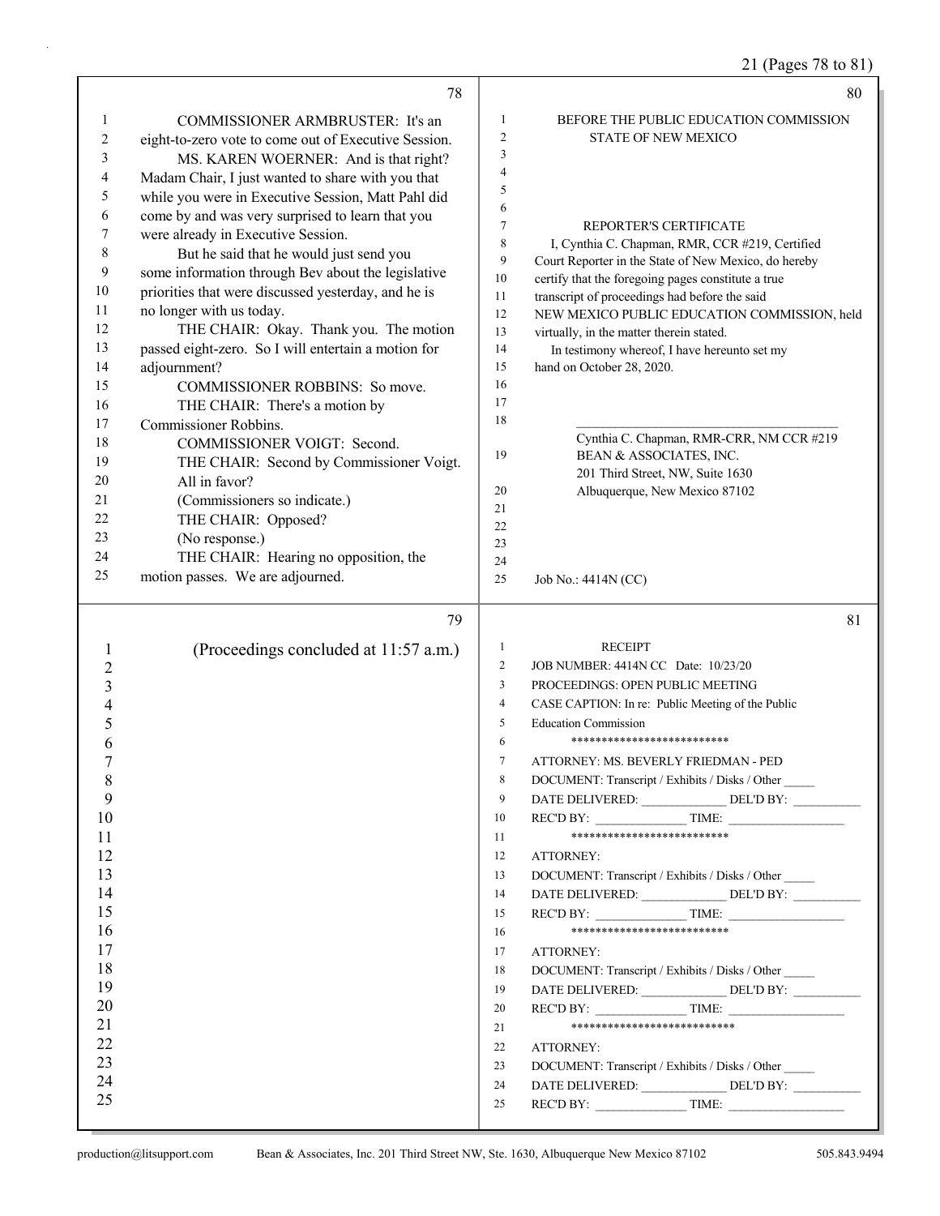COMMISSIONER ARMBRUSTER: It's an eight-to-zero vote to come out of Executive Session.

MS. KAREN WOERNER: And is that right? Madam Chair, I just wanted to share with you that while you were in Executive Session, Matt Pahl did come by and was very surprised to learn that you were already in Executive Session.

But he said that he would just send you some information through Bev about the legislative priorities that were discussed yesterday, and he is no longer with us today.

THE CHAIR: Okay. Thank you. The motion passed eight-zero. So I will entertain a motion for adjournment?

COMMISSIONER ROBBINS: So move.

THE CHAIR: There's a motion by Commissioner Robbins.

COMMISSIONER VOIGT: Second.

THE CHAIR: Second by Commissioner Voigt. All in favor?

(Commissioners so indicate.)

THE CHAIR: Opposed?

(No response.)

THE CHAIR: Hearing no opposition, the motion passes. We are adjourned.

(Proceedings concluded at 11:57 a.m.)

BEFORE THE PUBLIC EDUCATION COMMISSION
STATE OF NEW MEXICO

REPORTER'S CERTIFICATE

I, Cynthia C. Chapman, RMR, CCR #219, Certified Court Reporter in the State of New Mexico, do hereby certify that the foregoing pages constitute a true transcript of proceedings had before the said NEW MEXICO PUBLIC EDUCATION COMMISSION, held virtually, in the matter therein stated.

In testimony whereof, I have hereunto set my hand on October 28, 2020.

\_\_\_\_\_\_\_\_\_\_\_\_\_\_\_\_\_\_\_\_\_\_\_\_\_\_\_\_\_\_\_\_\_\_\_\_\_\_\_\_

Cynthia C. Chapman, RMR-CRR, NM CCR #219
BEAN & ASSOCIATES, INC.
201 Third Street, NW, Suite 1630
Albuquerque, New Mexico 87102

Job No.: 4414N (CC)

RECEIPT

JOB NUMBER: 4414N CC Date: 10/23/20
PROCEEDINGS: OPEN PUBLIC MEETING
CASE CAPTION: In re: Public Meeting of the Public Education Commission

**************************

ATTORNEY: MS. BEVERLY FRIEDMAN - PED
DOCUMENT: Transcript / Exhibits / Disks / Other _____
DATE DELIVERED: _____________ DEL'D BY: __________
REC'D BY: ______________ TIME: _________________

**************************

ATTORNEY:
DOCUMENT: Transcript / Exhibits / Disks / Other _____
DATE DELIVERED: _____________ DEL'D BY: __________
REC'D BY: ______________ TIME: _________________

**************************

ATTORNEY:
DOCUMENT: Transcript / Exhibits / Disks / Other _____
DATE DELIVERED: _____________ DEL'D BY: __________
REC'D BY: ______________ TIME: _________________

***************************

ATTORNEY:
DOCUMENT: Transcript / Exhibits / Disks / Other _____
DATE DELIVERED: _____________ DEL'D BY: __________
REC'D BY: ______________ TIME: _________________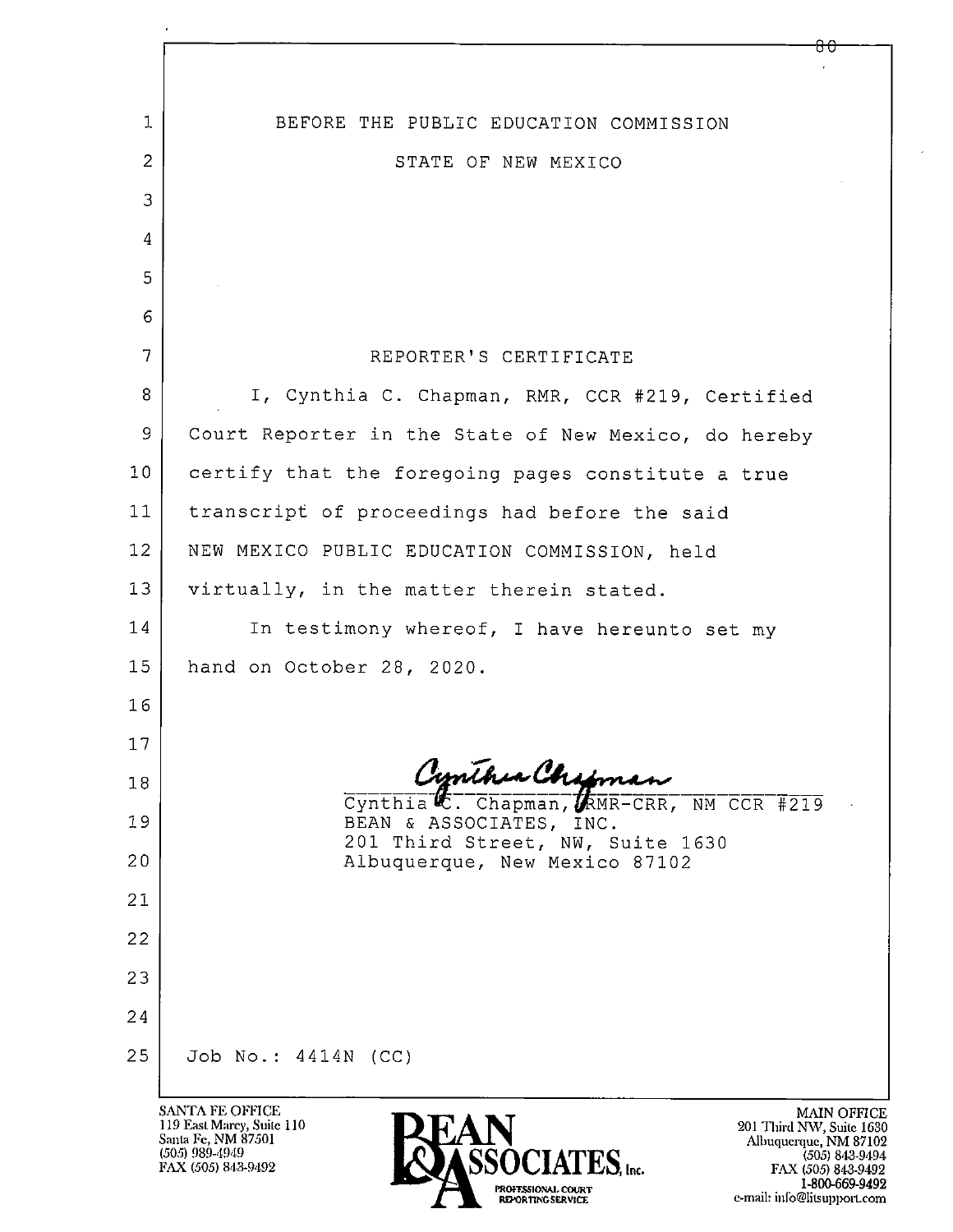BEFORE THE PUBLIC EDUCATION COMMISSION

STATE OF NEW MEXICO

REPORTER'S CERTIFICATE

I, Cynthia C. Chapman, RMR, CCR #219, Certified Court Reporter in the State of New Mexico, do hereby certify that the foregoing pages constitute a true transcript of proceedings had before the said NEW MEXICO PUBLIC EDUCATION COMMISSION, held virtually, in the matter therein stated.

In testimony whereof, I have hereunto set my hand on October 28, 2020.

Cynthia Chapman

Cynthia C. Chapman, RMR-CRR, NM CCR #219
BEAN & ASSOCIATES, INC.
201 Third Street, NW, Suite 1630
Albuquerque, New Mexico 87102

Job No.: 4414N (CC)

SANTA FE OFFICE
119 East Marcy, Suite 110
Santa Fe, NM 87501
(505) 989-4949
FAX (505) 843-9492

BEAN & ASSOCIATES, Inc.
PROFESSIONAL COURT REPORTING SERVICE

MAIN OFFICE
201 Third NW, Suite 1630
Albuquerque, NM 87102
(505) 843-9494
FAX (505) 843-9492
1-800-669-9492
e-mail: info@litsupport.com